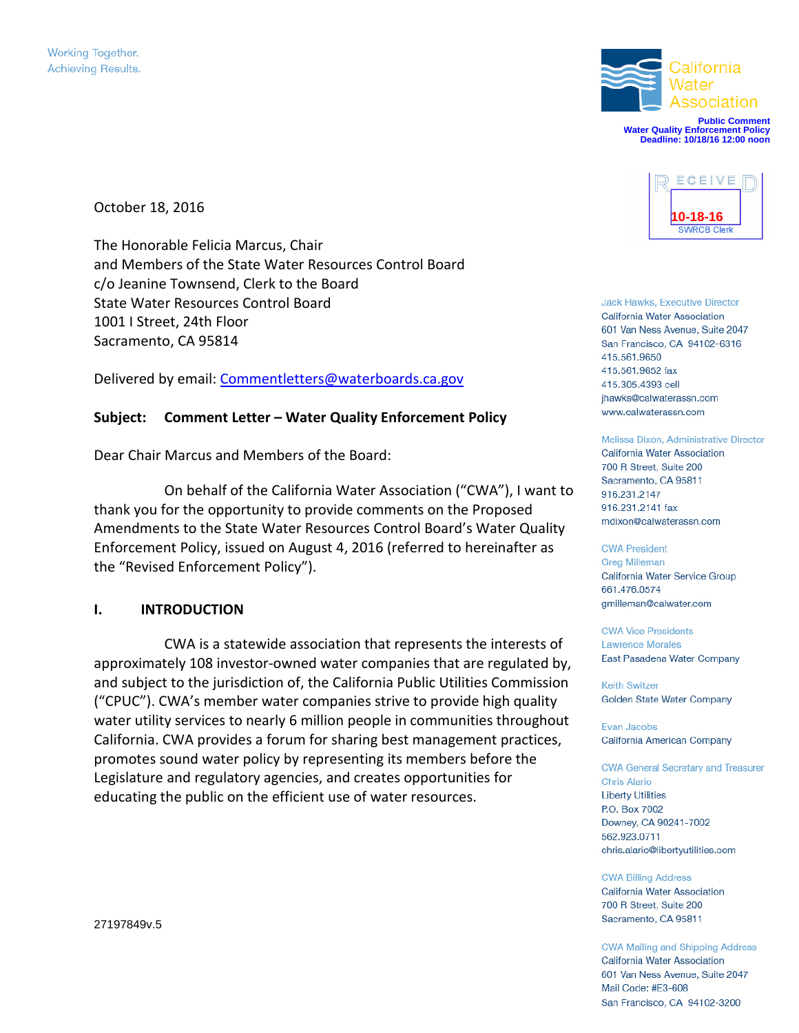Working Together.
Achieving Results.

California Water Association

**Public Comment**
**Water Quality Enforcement Policy**
**Deadline: 10/18/16 12:00 noon**

RECEIVED
10-18-16
SWRCB Clerk

October 18, 2016

The Honorable Felicia Marcus, Chair
and Members of the State Water Resources Control Board
c/o Jeanine Townsend, Clerk to the Board
State Water Resources Control Board
1001 I Street, 24th Floor
Sacramento, CA 95814

Delivered by email: Commentletters@waterboards.ca.gov

**Subject: Comment Letter – Water Quality Enforcement Policy**

Dear Chair Marcus and Members of the Board:

On behalf of the California Water Association ("CWA"), I want to thank you for the opportunity to provide comments on the Proposed Amendments to the State Water Resources Control Board's Water Quality Enforcement Policy, issued on August 4, 2016 (referred to hereinafter as the "Revised Enforcement Policy").

## I. INTRODUCTION

CWA is a statewide association that represents the interests of approximately 108 investor-owned water companies that are regulated by, and subject to the jurisdiction of, the California Public Utilities Commission ("CPUC"). CWA's member water companies strive to provide high quality water utility services to nearly 6 million people in communities throughout California. CWA provides a forum for sharing best management practices, promotes sound water policy by representing its members before the Legislature and regulatory agencies, and creates opportunities for educating the public on the efficient use of water resources.

27197849v.5

Jack Hawks, Executive Director
California Water Association
601 Van Ness Avenue, Suite 2047
San Francisco, CA 94102-6316
415.561.9650
415.561.9652 fax
415.305.4393 cell
jhawks@calwaterassn.com
www.calwaterassn.com

Melissa Dixon, Administrative Director
California Water Association
700 R Street, Suite 200
Sacramento, CA 95811
916.231.2147
916.231.2141 fax
mdixon@calwaterassn.com

CWA President
Greg Milleman
California Water Service Group
661.476.0574
gmilleman@calwater.com

CWA Vice Presidents
Lawrence Morales
East Pasadena Water Company

Keith Switzer
Golden State Water Company

Evan Jacobs
California American Company

CWA General Secretary and Treasurer
Chris Alario
Liberty Utilities
P.O. Box 7002
Downey, CA 90241-7002
562.923.0711
chris.alario@libertyutilities.com

CWA Billing Address
California Water Association
700 R Street, Suite 200
Sacramento, CA 95811

CWA Mailing and Shipping Address
California Water Association
601 Van Ness Avenue, Suite 2047
Mail Code: #E3-608
San Francisco, CA 94102-3200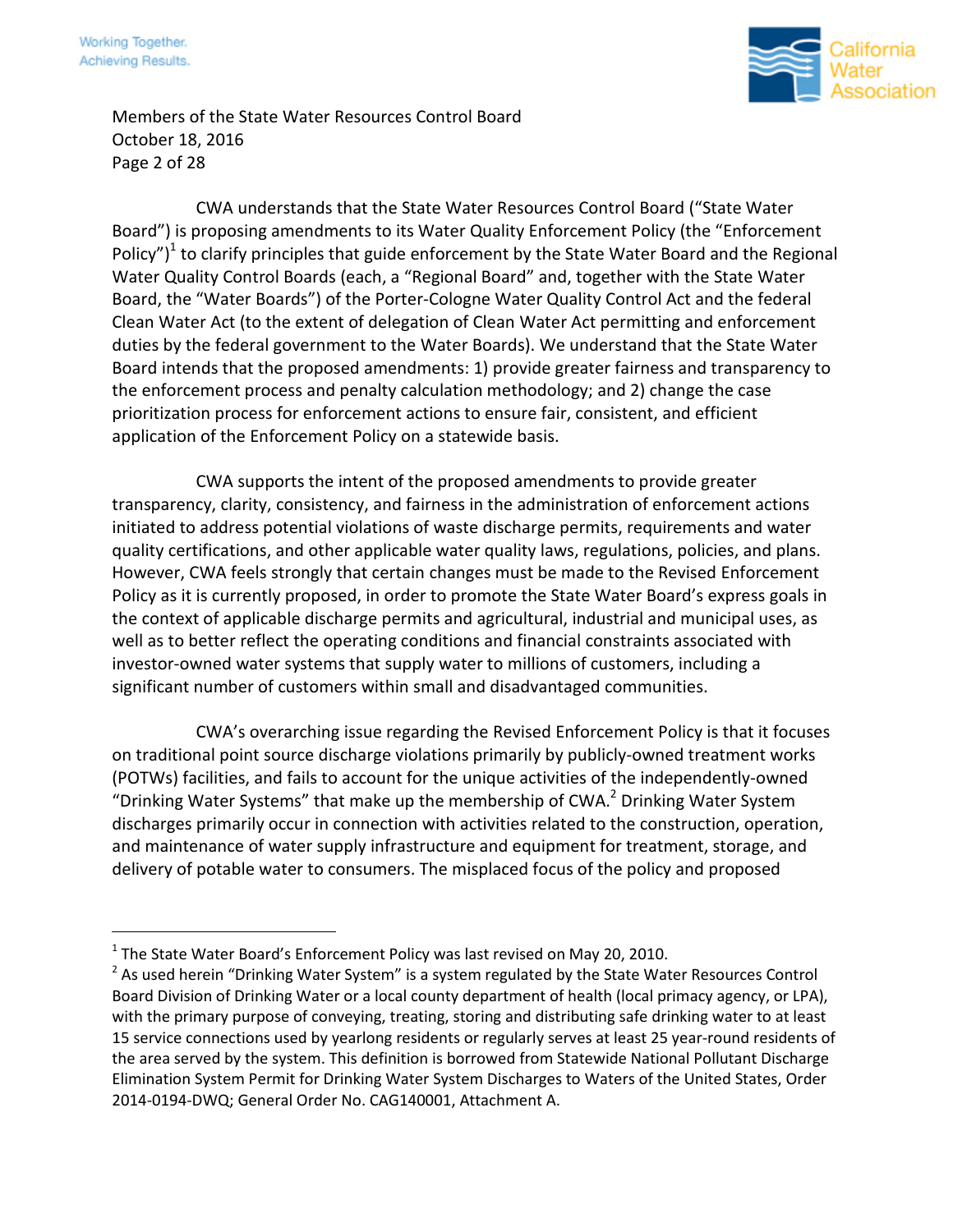CWA understands that the State Water Resources Control Board ("State Water Board") is proposing amendments to its Water Quality Enforcement Policy (the "Enforcement Policy")[1] to clarify principles that guide enforcement by the State Water Board and the Regional Water Quality Control Boards (each, a "Regional Board" and, together with the State Water Board, the "Water Boards") of the Porter-Cologne Water Quality Control Act and the federal Clean Water Act (to the extent of delegation of Clean Water Act permitting and enforcement duties by the federal government to the Water Boards). We understand that the State Water Board intends that the proposed amendments: 1) provide greater fairness and transparency to the enforcement process and penalty calculation methodology; and 2) change the case prioritization process for enforcement actions to ensure fair, consistent, and efficient application of the Enforcement Policy on a statewide basis.

CWA supports the intent of the proposed amendments to provide greater transparency, clarity, consistency, and fairness in the administration of enforcement actions initiated to address potential violations of waste discharge permits, requirements and water quality certifications, and other applicable water quality laws, regulations, policies, and plans. However, CWA feels strongly that certain changes must be made to the Revised Enforcement Policy as it is currently proposed, in order to promote the State Water Board's express goals in the context of applicable discharge permits and agricultural, industrial and municipal uses, as well as to better reflect the operating conditions and financial constraints associated with investor-owned water systems that supply water to millions of customers, including a significant number of customers within small and disadvantaged communities.

CWA's overarching issue regarding the Revised Enforcement Policy is that it focuses on traditional point source discharge violations primarily by publicly-owned treatment works (POTWs) facilities, and fails to account for the unique activities of the independently-owned "Drinking Water Systems" that make up the membership of CWA.[2] Drinking Water System discharges primarily occur in connection with activities related to the construction, operation, and maintenance of water supply infrastructure and equipment for treatment, storage, and delivery of potable water to consumers. The misplaced focus of the policy and proposed

---

[1] The State Water Board's Enforcement Policy was last revised on May 20, 2010.

[2] As used herein "Drinking Water System" is a system regulated by the State Water Resources Control Board Division of Drinking Water or a local county department of health (local primacy agency, or LPA), with the primary purpose of conveying, treating, storing and distributing safe drinking water to at least 15 service connections used by yearlong residents or regularly serves at least 25 year-round residents of the area served by the system. This definition is borrowed from Statewide National Pollutant Discharge Elimination System Permit for Drinking Water System Discharges to Waters of the United States, Order 2014-0194-DWQ; General Order No. CAG140001, Attachment A.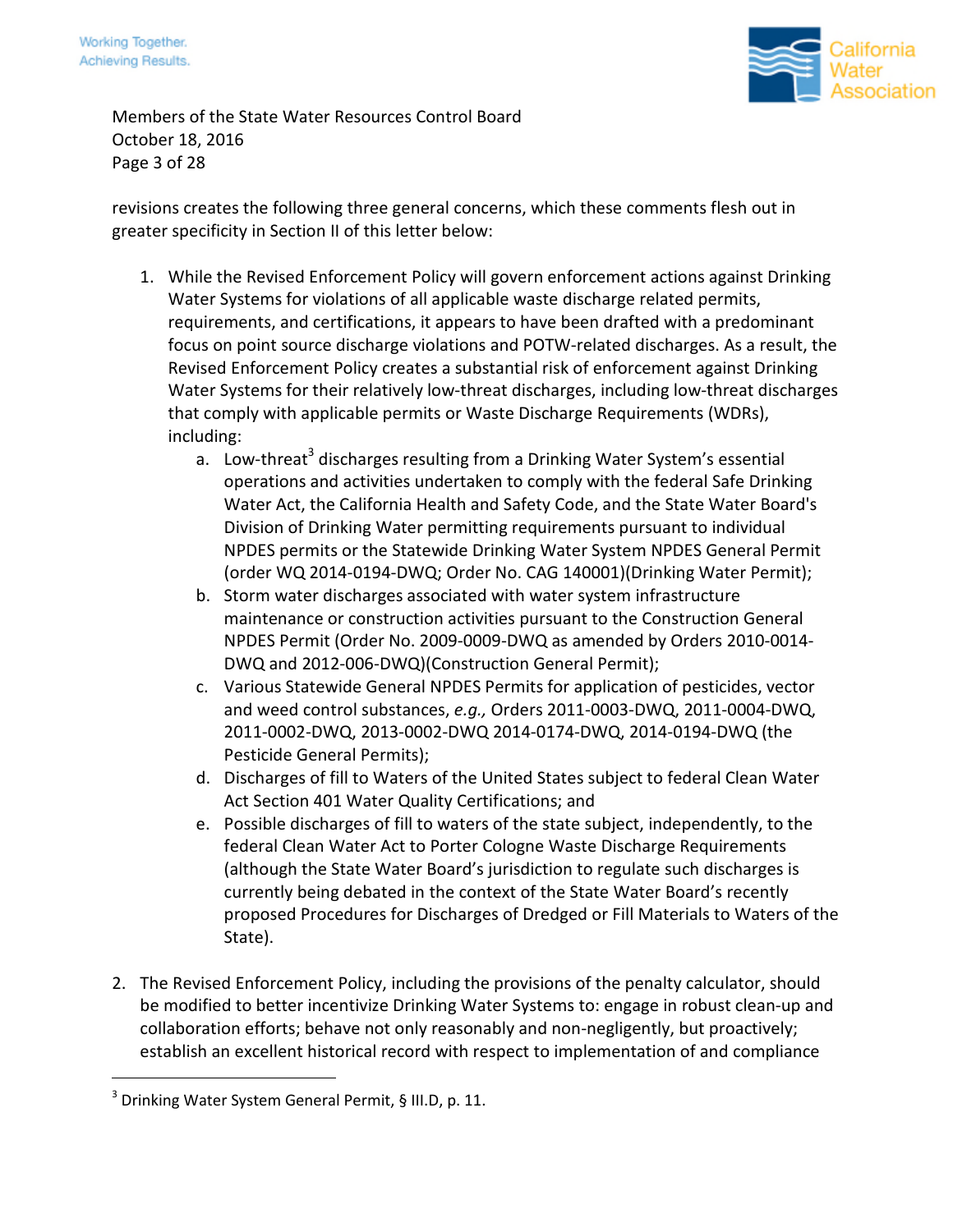revisions creates the following three general concerns, which these comments flesh out in greater specificity in Section II of this letter below:

1. While the Revised Enforcement Policy will govern enforcement actions against Drinking Water Systems for violations of all applicable waste discharge related permits, requirements, and certifications, it appears to have been drafted with a predominant focus on point source discharge violations and POTW-related discharges. As a result, the Revised Enforcement Policy creates a substantial risk of enforcement against Drinking Water Systems for their relatively low-threat discharges, including low-threat discharges that comply with applicable permits or Waste Discharge Requirements (WDRs), including:
   a. Low-threat[3] discharges resulting from a Drinking Water System's essential operations and activities undertaken to comply with the federal Safe Drinking Water Act, the California Health and Safety Code, and the State Water Board's Division of Drinking Water permitting requirements pursuant to individual NPDES permits or the Statewide Drinking Water System NPDES General Permit (order WQ 2014-0194-DWQ; Order No. CAG 140001)(Drinking Water Permit);
   b. Storm water discharges associated with water system infrastructure maintenance or construction activities pursuant to the Construction General NPDES Permit (Order No. 2009-0009-DWQ as amended by Orders 2010-0014-DWQ and 2012-006-DWQ)(Construction General Permit);
   c. Various Statewide General NPDES Permits for application of pesticides, vector and weed control substances, *e.g.,* Orders 2011-0003-DWQ, 2011-0004-DWQ, 2011-0002-DWQ, 2013-0002-DWQ 2014-0174-DWQ, 2014-0194-DWQ (the Pesticide General Permits);
   d. Discharges of fill to Waters of the United States subject to federal Clean Water Act Section 401 Water Quality Certifications; and
   e. Possible discharges of fill to waters of the state subject, independently, to the federal Clean Water Act to Porter Cologne Waste Discharge Requirements (although the State Water Board's jurisdiction to regulate such discharges is currently being debated in the context of the State Water Board's recently proposed Procedures for Discharges of Dredged or Fill Materials to Waters of the State).

2. The Revised Enforcement Policy, including the provisions of the penalty calculator, should be modified to better incentivize Drinking Water Systems to: engage in robust clean-up and collaboration efforts; behave not only reasonably and non-negligently, but proactively; establish an excellent historical record with respect to implementation of and compliance

[3] Drinking Water System General Permit, § III.D, p. 11.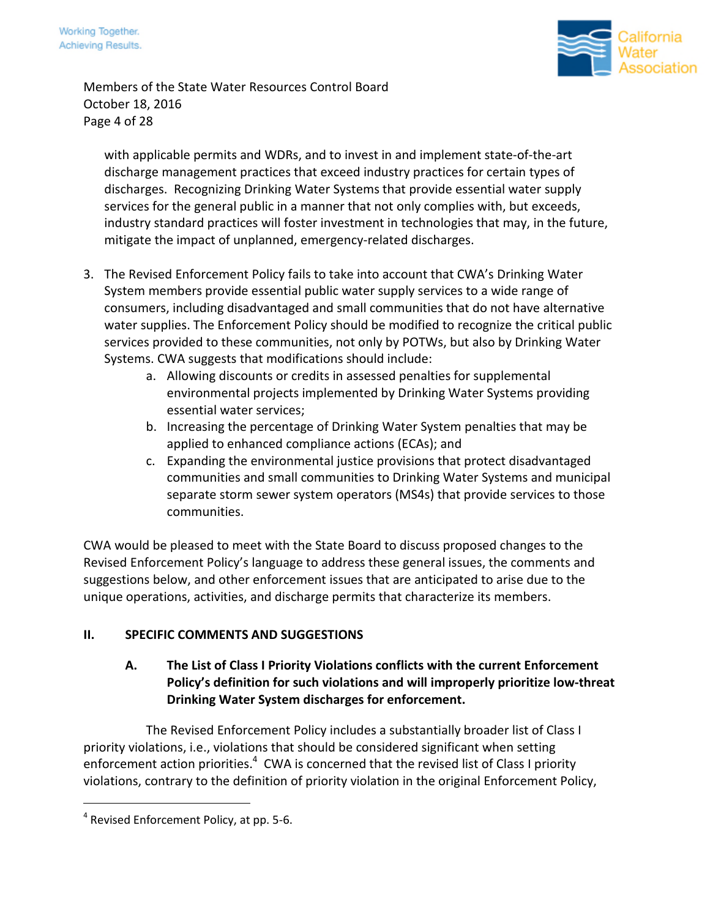with applicable permits and WDRs, and to invest in and implement state-of-the-art discharge management practices that exceed industry practices for certain types of discharges. Recognizing Drinking Water Systems that provide essential water supply services for the general public in a manner that not only complies with, but exceeds, industry standard practices will foster investment in technologies that may, in the future, mitigate the impact of unplanned, emergency-related discharges.

3. The Revised Enforcement Policy fails to take into account that CWA's Drinking Water System members provide essential public water supply services to a wide range of consumers, including disadvantaged and small communities that do not have alternative water supplies. The Enforcement Policy should be modified to recognize the critical public services provided to these communities, not only by POTWs, but also by Drinking Water Systems. CWA suggests that modifications should include:
   a. Allowing discounts or credits in assessed penalties for supplemental environmental projects implemented by Drinking Water Systems providing essential water services;
   b. Increasing the percentage of Drinking Water System penalties that may be applied to enhanced compliance actions (ECAs); and
   c. Expanding the environmental justice provisions that protect disadvantaged communities and small communities to Drinking Water Systems and municipal separate storm sewer system operators (MS4s) that provide services to those communities.

CWA would be pleased to meet with the State Board to discuss proposed changes to the Revised Enforcement Policy's language to address these general issues, the comments and suggestions below, and other enforcement issues that are anticipated to arise due to the unique operations, activities, and discharge permits that characterize its members.

## II. SPECIFIC COMMENTS AND SUGGESTIONS

### A. The List of Class I Priority Violations conflicts with the current Enforcement Policy's definition for such violations and will improperly prioritize low-threat Drinking Water System discharges for enforcement.

The Revised Enforcement Policy includes a substantially broader list of Class I priority violations, i.e., violations that should be considered significant when setting enforcement action priorities.[4] CWA is concerned that the revised list of Class I priority violations, contrary to the definition of priority violation in the original Enforcement Policy,

[4] Revised Enforcement Policy, at pp. 5-6.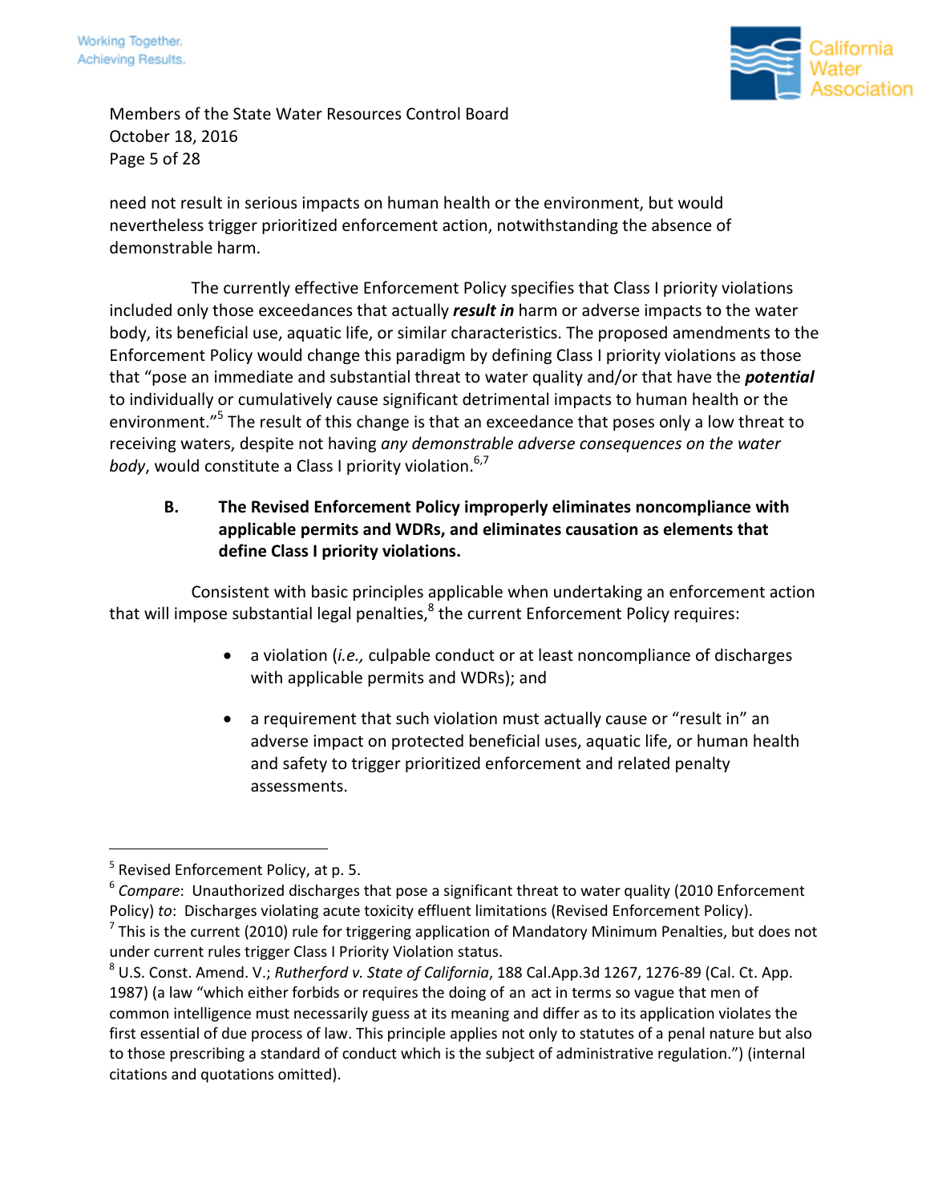need not result in serious impacts on human health or the environment, but would nevertheless trigger prioritized enforcement action, notwithstanding the absence of demonstrable harm.

The currently effective Enforcement Policy specifies that Class I priority violations included only those exceedances that actually ***result in*** harm or adverse impacts to the water body, its beneficial use, aquatic life, or similar characteristics. The proposed amendments to the Enforcement Policy would change this paradigm by defining Class I priority violations as those that "pose an immediate and substantial threat to water quality and/or that have the ***potential*** to individually or cumulatively cause significant detrimental impacts to human health or the environment."[5] The result of this change is that an exceedance that poses only a low threat to receiving waters, despite not having *any demonstrable adverse consequences on the water body*, would constitute a Class I priority violation.[6,7]

### B. The Revised Enforcement Policy improperly eliminates noncompliance with applicable permits and WDRs, and eliminates causation as elements that define Class I priority violations.

Consistent with basic principles applicable when undertaking an enforcement action that will impose substantial legal penalties,[8] the current Enforcement Policy requires:

- a violation (*i.e.,* culpable conduct or at least noncompliance of discharges with applicable permits and WDRs); and
- a requirement that such violation must actually cause or "result in" an adverse impact on protected beneficial uses, aquatic life, or human health and safety to trigger prioritized enforcement and related penalty assessments.

---

[5] Revised Enforcement Policy, at p. 5.

[6] *Compare*: Unauthorized discharges that pose a significant threat to water quality (2010 Enforcement Policy) *to*: Discharges violating acute toxicity effluent limitations (Revised Enforcement Policy).

[7] This is the current (2010) rule for triggering application of Mandatory Minimum Penalties, but does not under current rules trigger Class I Priority Violation status.

[8] U.S. Const. Amend. V.; *Rutherford v. State of California*, 188 Cal.App.3d 1267, 1276-89 (Cal. Ct. App. 1987) (a law "which either forbids or requires the doing of an act in terms so vague that men of common intelligence must necessarily guess at its meaning and differ as to its application violates the first essential of due process of law. This principle applies not only to statutes of a penal nature but also to those prescribing a standard of conduct which is the subject of administrative regulation.") (internal citations and quotations omitted).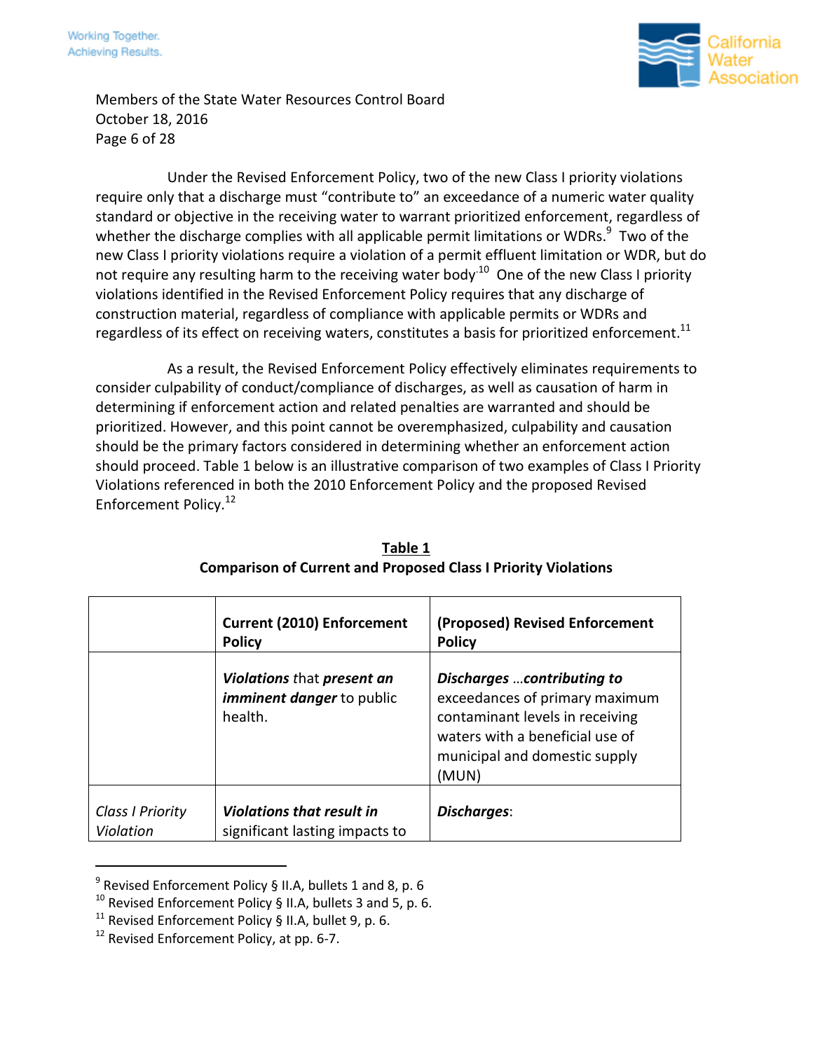Under the Revised Enforcement Policy, two of the new Class I priority violations require only that a discharge must "contribute to" an exceedance of a numeric water quality standard or objective in the receiving water to warrant prioritized enforcement, regardless of whether the discharge complies with all applicable permit limitations or WDRs.[9] Two of the new Class I priority violations require a violation of a permit effluent limitation or WDR, but do not require any resulting harm to the receiving water body.[10] One of the new Class I priority violations identified in the Revised Enforcement Policy requires that any discharge of construction material, regardless of compliance with applicable permits or WDRs and regardless of its effect on receiving waters, constitutes a basis for prioritized enforcement.[11]

As a result, the Revised Enforcement Policy effectively eliminates requirements to consider culpability of conduct/compliance of discharges, as well as causation of harm in determining if enforcement action and related penalties are warranted and should be prioritized. However, and this point cannot be overemphasized, culpability and causation should be the primary factors considered in determining whether an enforcement action should proceed. Table 1 below is an illustrative comparison of two examples of Class I Priority Violations referenced in both the 2010 Enforcement Policy and the proposed Revised Enforcement Policy.[12]

**Table 1**
**Comparison of Current and Proposed Class I Priority Violations**

| | **Current (2010) Enforcement Policy** | **(Proposed) Revised Enforcement Policy** |
|---|---|---|
| | ***Violations*** that ***present an imminent danger*** to public health. | ***Discharges*** …***contributing to*** exceedances of primary maximum contaminant levels in receiving waters with a beneficial use of municipal and domestic supply (MUN) |
| *Class I Priority Violation* | ***Violations that result in*** significant lasting impacts to | ***Discharges***: |

[9] Revised Enforcement Policy § II.A, bullets 1 and 8, p. 6
[10] Revised Enforcement Policy § II.A, bullets 3 and 5, p. 6.
[11] Revised Enforcement Policy § II.A, bullet 9, p. 6.
[12] Revised Enforcement Policy, at pp. 6-7.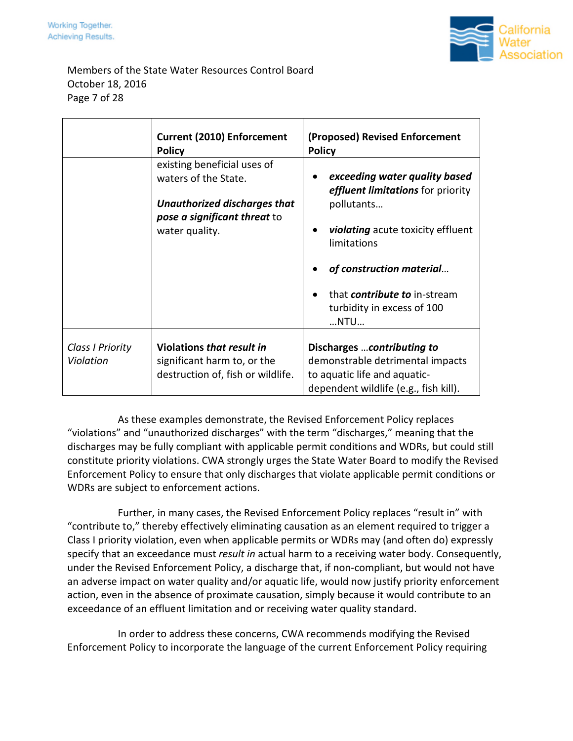Members of the State Water Resources Control Board
October 18, 2016

| | **Current (2010) Enforcement Policy** | **(Proposed) Revised Enforcement Policy** |
|---|---|---|
| | existing beneficial uses of waters of the State.<br><br>***Unauthorized discharges that pose a significant threat*** to water quality. | • ***exceeding water quality based effluent limitations*** for priority pollutants…<br><br>• ***violating*** acute toxicity effluent limitations<br><br>• ***of construction material***…<br><br>• that ***contribute to*** in-stream turbidity in excess of 100 …NTU… |
| *Class I Priority Violation* | **Violations *that result in*** significant harm to, or the destruction of, fish or wildlife. | **Discharges** …***contributing to*** demonstrable detrimental impacts to aquatic life and aquatic-dependent wildlife (e.g., fish kill). |

As these examples demonstrate, the Revised Enforcement Policy replaces "violations" and "unauthorized discharges" with the term "discharges," meaning that the discharges may be fully compliant with applicable permit conditions and WDRs, but could still constitute priority violations. CWA strongly urges the State Water Board to modify the Revised Enforcement Policy to ensure that only discharges that violate applicable permit conditions or WDRs are subject to enforcement actions.

Further, in many cases, the Revised Enforcement Policy replaces "result in" with "contribute to," thereby effectively eliminating causation as an element required to trigger a Class I priority violation, even when applicable permits or WDRs may (and often do) expressly specify that an exceedance must *result in* actual harm to a receiving water body. Consequently, under the Revised Enforcement Policy, a discharge that, if non-compliant, but would not have an adverse impact on water quality and/or aquatic life, would now justify priority enforcement action, even in the absence of proximate causation, simply because it would contribute to an exceedance of an effluent limitation and or receiving water quality standard.

In order to address these concerns, CWA recommends modifying the Revised Enforcement Policy to incorporate the language of the current Enforcement Policy requiring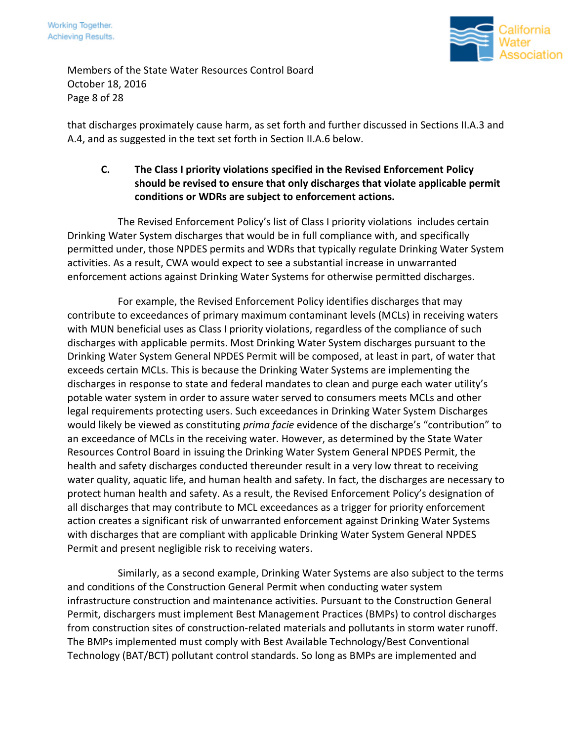that discharges proximately cause harm, as set forth and further discussed in Sections II.A.3 and A.4, and as suggested in the text set forth in Section II.A.6 below.

### C. The Class I priority violations specified in the Revised Enforcement Policy should be revised to ensure that only discharges that violate applicable permit conditions or WDRs are subject to enforcement actions.

The Revised Enforcement Policy's list of Class I priority violations includes certain Drinking Water System discharges that would be in full compliance with, and specifically permitted under, those NPDES permits and WDRs that typically regulate Drinking Water System activities. As a result, CWA would expect to see a substantial increase in unwarranted enforcement actions against Drinking Water Systems for otherwise permitted discharges.

For example, the Revised Enforcement Policy identifies discharges that may contribute to exceedances of primary maximum contaminant levels (MCLs) in receiving waters with MUN beneficial uses as Class I priority violations, regardless of the compliance of such discharges with applicable permits. Most Drinking Water System discharges pursuant to the Drinking Water System General NPDES Permit will be composed, at least in part, of water that exceeds certain MCLs. This is because the Drinking Water Systems are implementing the discharges in response to state and federal mandates to clean and purge each water utility's potable water system in order to assure water served to consumers meets MCLs and other legal requirements protecting users. Such exceedances in Drinking Water System Discharges would likely be viewed as constituting *prima facie* evidence of the discharge's "contribution" to an exceedance of MCLs in the receiving water. However, as determined by the State Water Resources Control Board in issuing the Drinking Water System General NPDES Permit, the health and safety discharges conducted thereunder result in a very low threat to receiving water quality, aquatic life, and human health and safety. In fact, the discharges are necessary to protect human health and safety. As a result, the Revised Enforcement Policy's designation of all discharges that may contribute to MCL exceedances as a trigger for priority enforcement action creates a significant risk of unwarranted enforcement against Drinking Water Systems with discharges that are compliant with applicable Drinking Water System General NPDES Permit and present negligible risk to receiving waters.

Similarly, as a second example, Drinking Water Systems are also subject to the terms and conditions of the Construction General Permit when conducting water system infrastructure construction and maintenance activities. Pursuant to the Construction General Permit, dischargers must implement Best Management Practices (BMPs) to control discharges from construction sites of construction-related materials and pollutants in storm water runoff. The BMPs implemented must comply with Best Available Technology/Best Conventional Technology (BAT/BCT) pollutant control standards. So long as BMPs are implemented and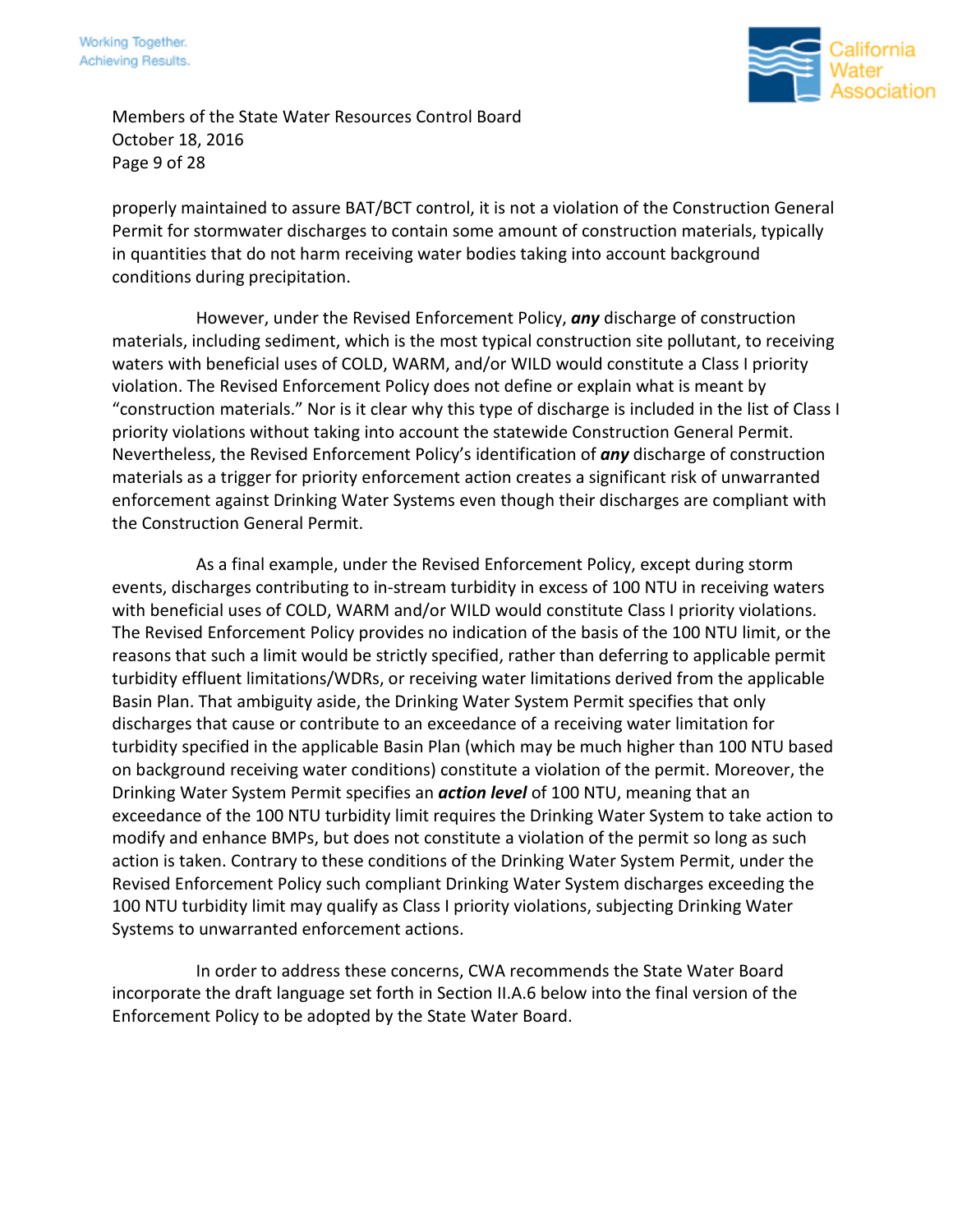properly maintained to assure BAT/BCT control, it is not a violation of the Construction General Permit for stormwater discharges to contain some amount of construction materials, typically in quantities that do not harm receiving water bodies taking into account background conditions during precipitation.

However, under the Revised Enforcement Policy, ***any*** discharge of construction materials, including sediment, which is the most typical construction site pollutant, to receiving waters with beneficial uses of COLD, WARM, and/or WILD would constitute a Class I priority violation. The Revised Enforcement Policy does not define or explain what is meant by "construction materials." Nor is it clear why this type of discharge is included in the list of Class I priority violations without taking into account the statewide Construction General Permit. Nevertheless, the Revised Enforcement Policy's identification of ***any*** discharge of construction materials as a trigger for priority enforcement action creates a significant risk of unwarranted enforcement against Drinking Water Systems even though their discharges are compliant with the Construction General Permit.

As a final example, under the Revised Enforcement Policy, except during storm events, discharges contributing to in-stream turbidity in excess of 100 NTU in receiving waters with beneficial uses of COLD, WARM and/or WILD would constitute Class I priority violations. The Revised Enforcement Policy provides no indication of the basis of the 100 NTU limit, or the reasons that such a limit would be strictly specified, rather than deferring to applicable permit turbidity effluent limitations/WDRs, or receiving water limitations derived from the applicable Basin Plan. That ambiguity aside, the Drinking Water System Permit specifies that only discharges that cause or contribute to an exceedance of a receiving water limitation for turbidity specified in the applicable Basin Plan (which may be much higher than 100 NTU based on background receiving water conditions) constitute a violation of the permit. Moreover, the Drinking Water System Permit specifies an ***action level*** of 100 NTU, meaning that an exceedance of the 100 NTU turbidity limit requires the Drinking Water System to take action to modify and enhance BMPs, but does not constitute a violation of the permit so long as such action is taken. Contrary to these conditions of the Drinking Water System Permit, under the Revised Enforcement Policy such compliant Drinking Water System discharges exceeding the 100 NTU turbidity limit may qualify as Class I priority violations, subjecting Drinking Water Systems to unwarranted enforcement actions.

In order to address these concerns, CWA recommends the State Water Board incorporate the draft language set forth in Section II.A.6 below into the final version of the Enforcement Policy to be adopted by the State Water Board.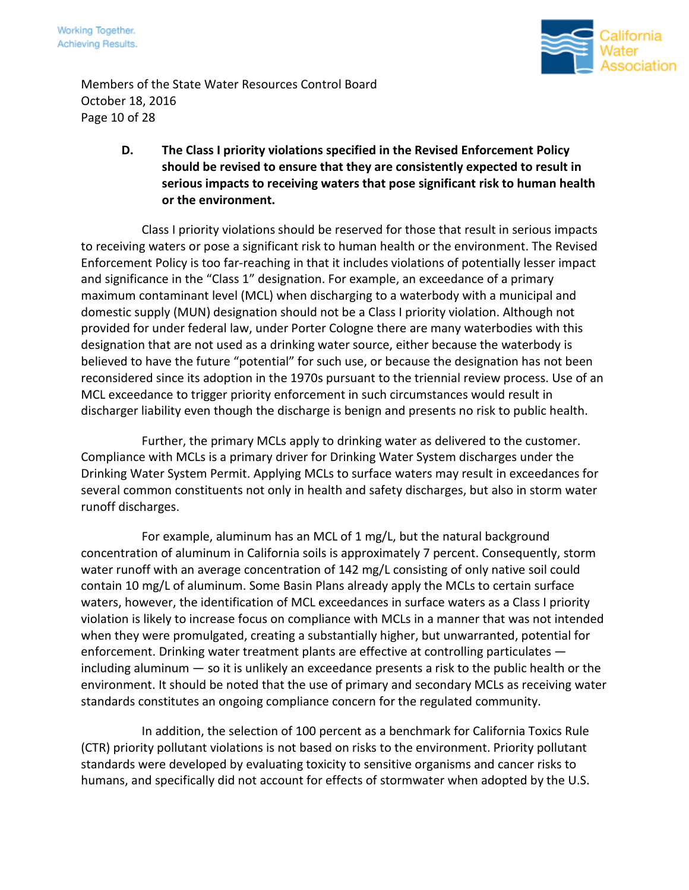**D. The Class I priority violations specified in the Revised Enforcement Policy should be revised to ensure that they are consistently expected to result in serious impacts to receiving waters that pose significant risk to human health or the environment.**

Class I priority violations should be reserved for those that result in serious impacts to receiving waters or pose a significant risk to human health or the environment. The Revised Enforcement Policy is too far-reaching in that it includes violations of potentially lesser impact and significance in the "Class 1" designation. For example, an exceedance of a primary maximum contaminant level (MCL) when discharging to a waterbody with a municipal and domestic supply (MUN) designation should not be a Class I priority violation. Although not provided for under federal law, under Porter Cologne there are many waterbodies with this designation that are not used as a drinking water source, either because the waterbody is believed to have the future "potential" for such use, or because the designation has not been reconsidered since its adoption in the 1970s pursuant to the triennial review process. Use of an MCL exceedance to trigger priority enforcement in such circumstances would result in discharger liability even though the discharge is benign and presents no risk to public health.

Further, the primary MCLs apply to drinking water as delivered to the customer. Compliance with MCLs is a primary driver for Drinking Water System discharges under the Drinking Water System Permit. Applying MCLs to surface waters may result in exceedances for several common constituents not only in health and safety discharges, but also in storm water runoff discharges.

For example, aluminum has an MCL of 1 mg/L, but the natural background concentration of aluminum in California soils is approximately 7 percent. Consequently, storm water runoff with an average concentration of 142 mg/L consisting of only native soil could contain 10 mg/L of aluminum. Some Basin Plans already apply the MCLs to certain surface waters, however, the identification of MCL exceedances in surface waters as a Class I priority violation is likely to increase focus on compliance with MCLs in a manner that was not intended when they were promulgated, creating a substantially higher, but unwarranted, potential for enforcement. Drinking water treatment plants are effective at controlling particulates — including aluminum — so it is unlikely an exceedance presents a risk to the public health or the environment. It should be noted that the use of primary and secondary MCLs as receiving water standards constitutes an ongoing compliance concern for the regulated community.

In addition, the selection of 100 percent as a benchmark for California Toxics Rule (CTR) priority pollutant violations is not based on risks to the environment. Priority pollutant standards were developed by evaluating toxicity to sensitive organisms and cancer risks to humans, and specifically did not account for effects of stormwater when adopted by the U.S.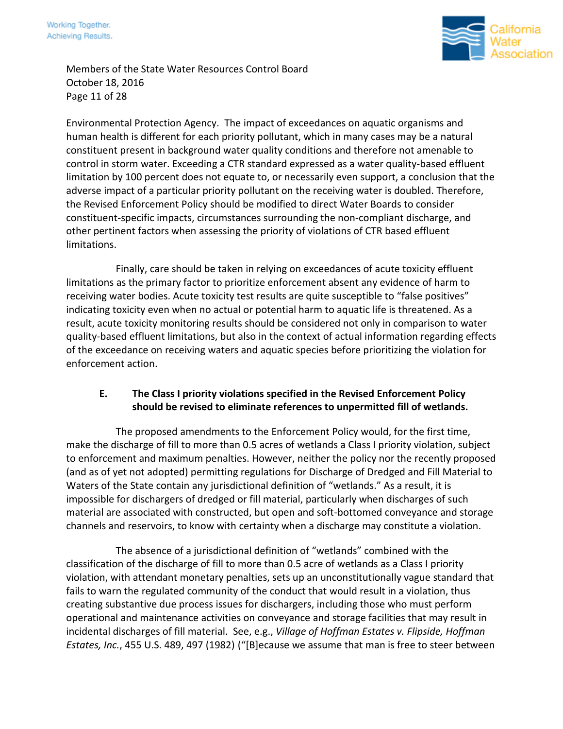Environmental Protection Agency. The impact of exceedances on aquatic organisms and human health is different for each priority pollutant, which in many cases may be a natural constituent present in background water quality conditions and therefore not amenable to control in storm water. Exceeding a CTR standard expressed as a water quality-based effluent limitation by 100 percent does not equate to, or necessarily even support, a conclusion that the adverse impact of a particular priority pollutant on the receiving water is doubled. Therefore, the Revised Enforcement Policy should be modified to direct Water Boards to consider constituent-specific impacts, circumstances surrounding the non-compliant discharge, and other pertinent factors when assessing the priority of violations of CTR based effluent limitations.

Finally, care should be taken in relying on exceedances of acute toxicity effluent limitations as the primary factor to prioritize enforcement absent any evidence of harm to receiving water bodies. Acute toxicity test results are quite susceptible to "false positives" indicating toxicity even when no actual or potential harm to aquatic life is threatened. As a result, acute toxicity monitoring results should be considered not only in comparison to water quality-based effluent limitations, but also in the context of actual information regarding effects of the exceedance on receiving waters and aquatic species before prioritizing the violation for enforcement action.

### E. The Class I priority violations specified in the Revised Enforcement Policy should be revised to eliminate references to unpermitted fill of wetlands.

The proposed amendments to the Enforcement Policy would, for the first time, make the discharge of fill to more than 0.5 acres of wetlands a Class I priority violation, subject to enforcement and maximum penalties. However, neither the policy nor the recently proposed (and as of yet not adopted) permitting regulations for Discharge of Dredged and Fill Material to Waters of the State contain any jurisdictional definition of "wetlands." As a result, it is impossible for dischargers of dredged or fill material, particularly when discharges of such material are associated with constructed, but open and soft-bottomed conveyance and storage channels and reservoirs, to know with certainty when a discharge may constitute a violation.

The absence of a jurisdictional definition of "wetlands" combined with the classification of the discharge of fill to more than 0.5 acre of wetlands as a Class I priority violation, with attendant monetary penalties, sets up an unconstitutionally vague standard that fails to warn the regulated community of the conduct that would result in a violation, thus creating substantive due process issues for dischargers, including those who must perform operational and maintenance activities on conveyance and storage facilities that may result in incidental discharges of fill material. See, e.g., *Village of Hoffman Estates v. Flipside, Hoffman Estates, Inc.*, 455 U.S. 489, 497 (1982) ("[B]ecause we assume that man is free to steer between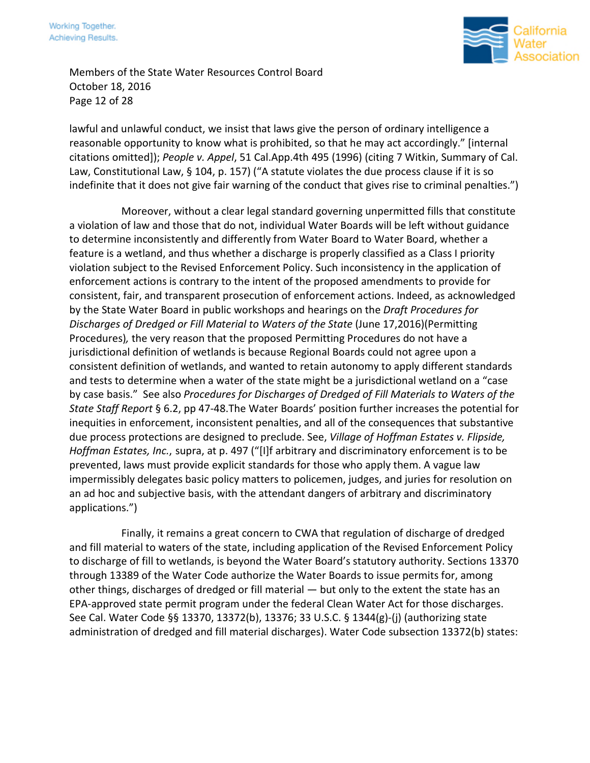lawful and unlawful conduct, we insist that laws give the person of ordinary intelligence a reasonable opportunity to know what is prohibited, so that he may act accordingly." [internal citations omitted]); *People v. Appel*, 51 Cal.App.4th 495 (1996) (citing 7 Witkin, Summary of Cal. Law, Constitutional Law, § 104, p. 157) ("A statute violates the due process clause if it is so indefinite that it does not give fair warning of the conduct that gives rise to criminal penalties.")

Moreover, without a clear legal standard governing unpermitted fills that constitute a violation of law and those that do not, individual Water Boards will be left without guidance to determine inconsistently and differently from Water Board to Water Board, whether a feature is a wetland, and thus whether a discharge is properly classified as a Class I priority violation subject to the Revised Enforcement Policy. Such inconsistency in the application of enforcement actions is contrary to the intent of the proposed amendments to provide for consistent, fair, and transparent prosecution of enforcement actions. Indeed, as acknowledged by the State Water Board in public workshops and hearings on the *Draft Procedures for Discharges of Dredged or Fill Material to Waters of the State* (June 17,2016)(Permitting Procedures)*,* the very reason that the proposed Permitting Procedures do not have a jurisdictional definition of wetlands is because Regional Boards could not agree upon a consistent definition of wetlands, and wanted to retain autonomy to apply different standards and tests to determine when a water of the state might be a jurisdictional wetland on a "case by case basis." See also *Procedures for Discharges of Dredged of Fill Materials to Waters of the State Staff Report* § 6.2, pp 47-48.The Water Boards' position further increases the potential for inequities in enforcement, inconsistent penalties, and all of the consequences that substantive due process protections are designed to preclude. See, *Village of Hoffman Estates v. Flipside, Hoffman Estates, Inc.*, supra, at p. 497 ("[I]f arbitrary and discriminatory enforcement is to be prevented, laws must provide explicit standards for those who apply them. A vague law impermissibly delegates basic policy matters to policemen, judges, and juries for resolution on an ad hoc and subjective basis, with the attendant dangers of arbitrary and discriminatory applications.")

Finally, it remains a great concern to CWA that regulation of discharge of dredged and fill material to waters of the state, including application of the Revised Enforcement Policy to discharge of fill to wetlands, is beyond the Water Board's statutory authority. Sections 13370 through 13389 of the Water Code authorize the Water Boards to issue permits for, among other things, discharges of dredged or fill material — but only to the extent the state has an EPA-approved state permit program under the federal Clean Water Act for those discharges. See Cal. Water Code §§ 13370, 13372(b), 13376; 33 U.S.C. § 1344(g)-(j) (authorizing state administration of dredged and fill material discharges). Water Code subsection 13372(b) states: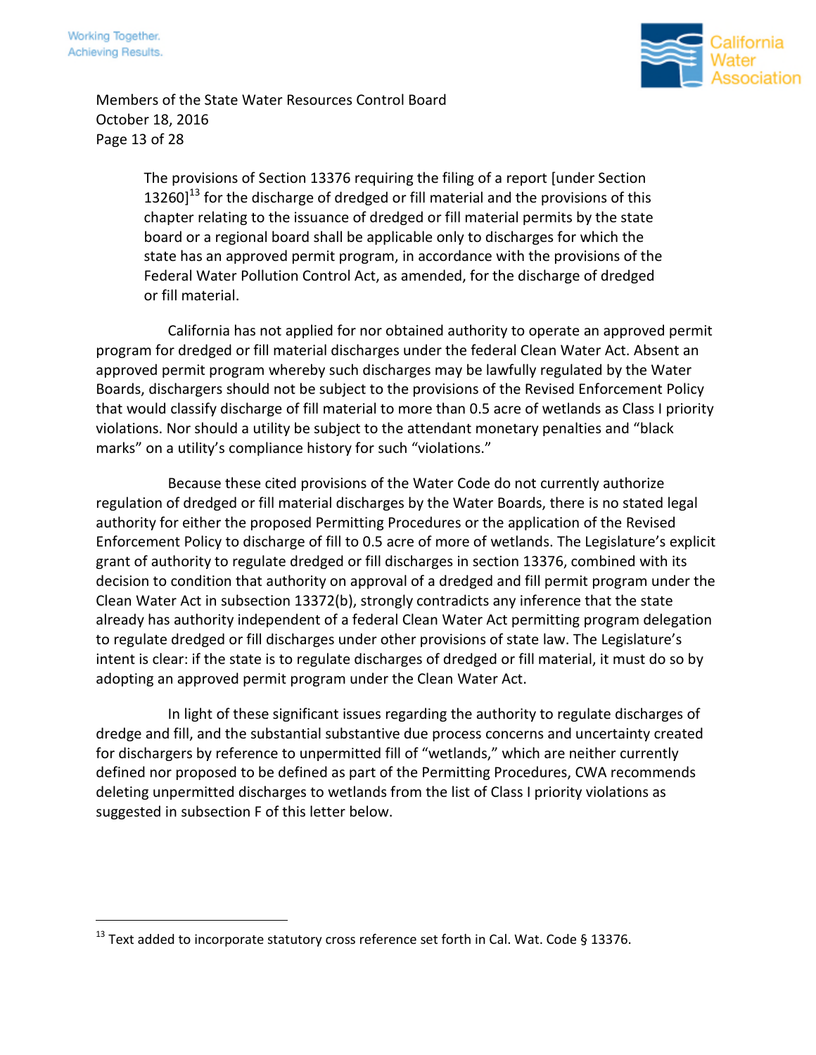> The provisions of Section 13376 requiring the filing of a report [under Section 13260][13] for the discharge of dredged or fill material and the provisions of this chapter relating to the issuance of dredged or fill material permits by the state board or a regional board shall be applicable only to discharges for which the state has an approved permit program, in accordance with the provisions of the Federal Water Pollution Control Act, as amended, for the discharge of dredged or fill material.

California has not applied for nor obtained authority to operate an approved permit program for dredged or fill material discharges under the federal Clean Water Act. Absent an approved permit program whereby such discharges may be lawfully regulated by the Water Boards, dischargers should not be subject to the provisions of the Revised Enforcement Policy that would classify discharge of fill material to more than 0.5 acre of wetlands as Class I priority violations. Nor should a utility be subject to the attendant monetary penalties and "black marks" on a utility's compliance history for such "violations."

Because these cited provisions of the Water Code do not currently authorize regulation of dredged or fill material discharges by the Water Boards, there is no stated legal authority for either the proposed Permitting Procedures or the application of the Revised Enforcement Policy to discharge of fill to 0.5 acre of more of wetlands. The Legislature's explicit grant of authority to regulate dredged or fill discharges in section 13376, combined with its decision to condition that authority on approval of a dredged and fill permit program under the Clean Water Act in subsection 13372(b), strongly contradicts any inference that the state already has authority independent of a federal Clean Water Act permitting program delegation to regulate dredged or fill discharges under other provisions of state law. The Legislature's intent is clear: if the state is to regulate discharges of dredged or fill material, it must do so by adopting an approved permit program under the Clean Water Act.

In light of these significant issues regarding the authority to regulate discharges of dredge and fill, and the substantial substantive due process concerns and uncertainty created for dischargers by reference to unpermitted fill of "wetlands," which are neither currently defined nor proposed to be defined as part of the Permitting Procedures, CWA recommends deleting unpermitted discharges to wetlands from the list of Class I priority violations as suggested in subsection F of this letter below.

---

[13] Text added to incorporate statutory cross reference set forth in Cal. Wat. Code § 13376.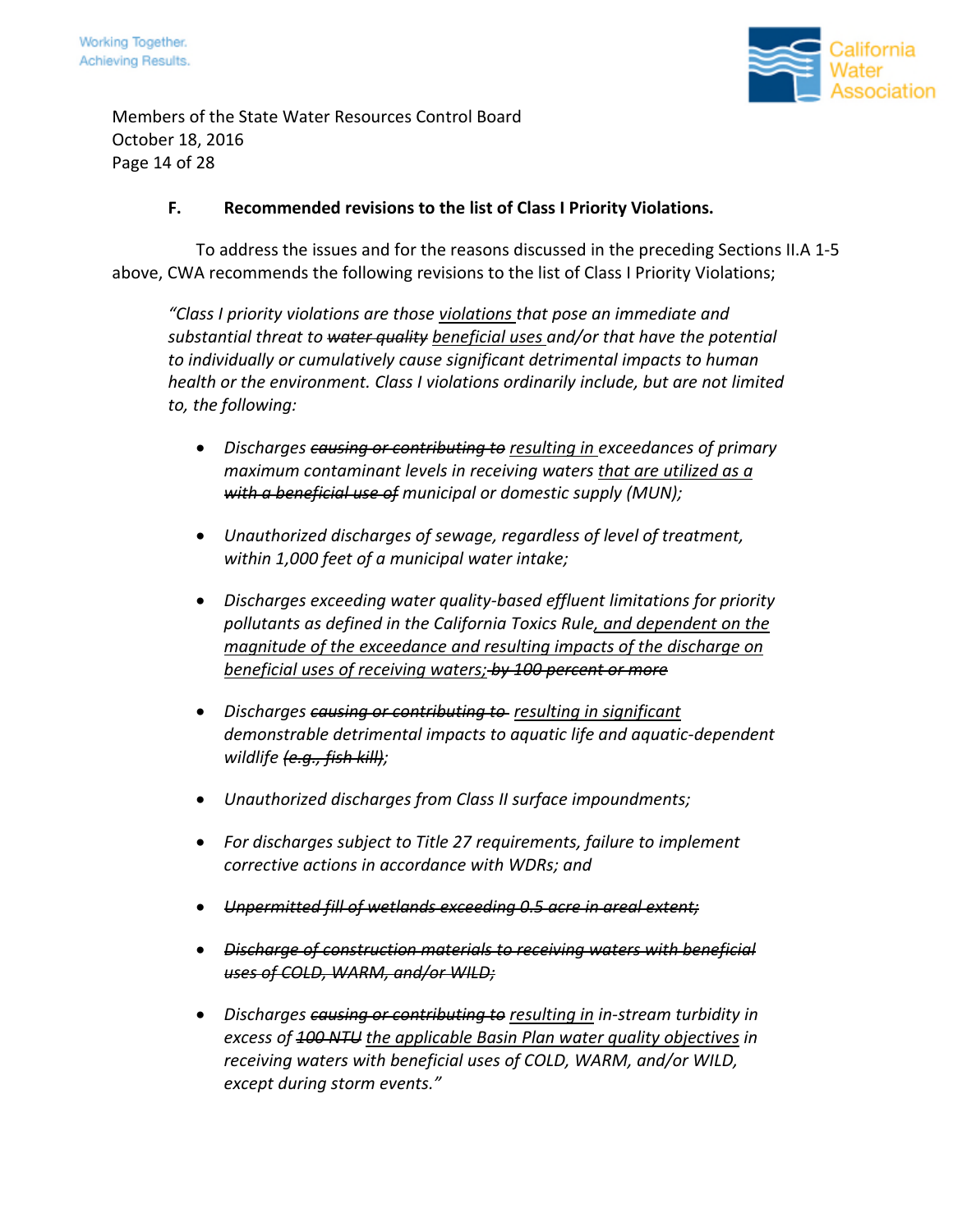Members of the State Water Resources Control Board
October 18, 2016

### F. Recommended revisions to the list of Class I Priority Violations.

To address the issues and for the reasons discussed in the preceding Sections II.A 1-5 above, CWA recommends the following revisions to the list of Class I Priority Violations;

*"Class I priority violations are those <u>violations</u> that pose an immediate and substantial threat to ~~water quality~~ <u>beneficial uses</u> and/or that have the potential to individually or cumulatively cause significant detrimental impacts to human health or the environment. Class I violations ordinarily include, but are not limited to, the following:*

- *Discharges ~~causing or contributing to~~ <u>resulting in</u> exceedances of primary maximum contaminant levels in receiving waters <u>that are utilized as a</u> ~~with a beneficial use of~~ municipal or domestic supply (MUN);*
- *Unauthorized discharges of sewage, regardless of level of treatment, within 1,000 feet of a municipal water intake;*
- *Discharges exceeding water quality-based effluent limitations for priority pollutants as defined in the California Toxics Rule<u>, and dependent on the magnitude of the exceedance and resulting impacts of the discharge on beneficial uses of receiving waters;</u> ~~by 100 percent or more~~*
- *Discharges ~~causing or contributing to~~ <u>resulting in significant</u> demonstrable detrimental impacts to aquatic life and aquatic-dependent wildlife ~~(e.g., fish kill)~~;*
- *Unauthorized discharges from Class II surface impoundments;*
- *For discharges subject to Title 27 requirements, failure to implement corrective actions in accordance with WDRs; and*
- ~~*Unpermitted fill of wetlands exceeding 0.5 acre in areal extent;*~~
- ~~*Discharge of construction materials to receiving waters with beneficial uses of COLD, WARM, and/or WILD;*~~
- *Discharges ~~causing or contributing to~~ <u>resulting in</u> in-stream turbidity in excess of ~~100 NTU~~ <u>the applicable Basin Plan water quality objectives</u> in receiving waters with beneficial uses of COLD, WARM, and/or WILD, except during storm events."*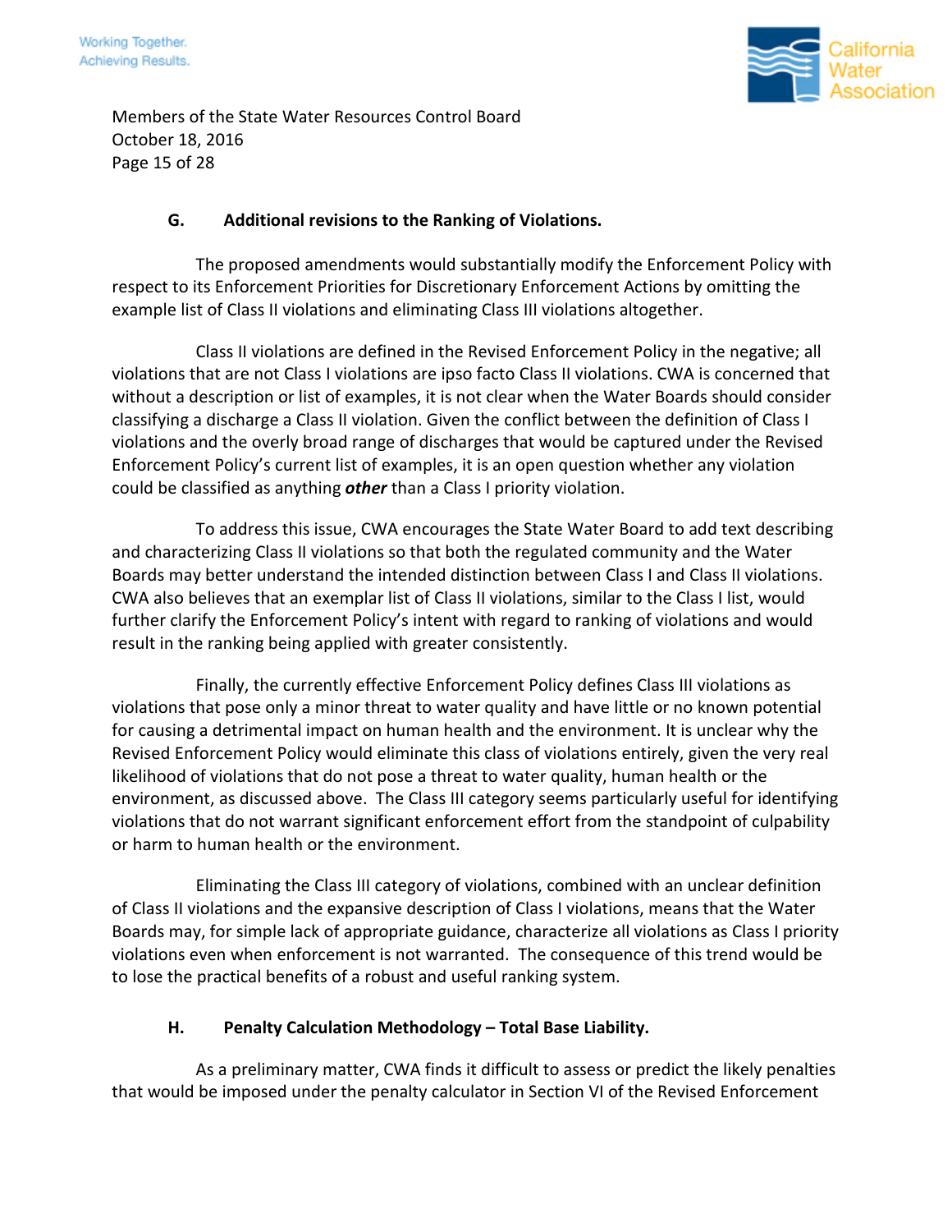### G. Additional revisions to the Ranking of Violations.

The proposed amendments would substantially modify the Enforcement Policy with respect to its Enforcement Priorities for Discretionary Enforcement Actions by omitting the example list of Class II violations and eliminating Class III violations altogether.

Class II violations are defined in the Revised Enforcement Policy in the negative; all violations that are not Class I violations are ipso facto Class II violations. CWA is concerned that without a description or list of examples, it is not clear when the Water Boards should consider classifying a discharge a Class II violation. Given the conflict between the definition of Class I violations and the overly broad range of discharges that would be captured under the Revised Enforcement Policy's current list of examples, it is an open question whether any violation could be classified as anything ***other*** than a Class I priority violation.

To address this issue, CWA encourages the State Water Board to add text describing and characterizing Class II violations so that both the regulated community and the Water Boards may better understand the intended distinction between Class I and Class II violations. CWA also believes that an exemplar list of Class II violations, similar to the Class I list, would further clarify the Enforcement Policy's intent with regard to ranking of violations and would result in the ranking being applied with greater consistently.

Finally, the currently effective Enforcement Policy defines Class III violations as violations that pose only a minor threat to water quality and have little or no known potential for causing a detrimental impact on human health and the environment. It is unclear why the Revised Enforcement Policy would eliminate this class of violations entirely, given the very real likelihood of violations that do not pose a threat to water quality, human health or the environment, as discussed above. The Class III category seems particularly useful for identifying violations that do not warrant significant enforcement effort from the standpoint of culpability or harm to human health or the environment.

Eliminating the Class III category of violations, combined with an unclear definition of Class II violations and the expansive description of Class I violations, means that the Water Boards may, for simple lack of appropriate guidance, characterize all violations as Class I priority violations even when enforcement is not warranted. The consequence of this trend would be to lose the practical benefits of a robust and useful ranking system.

### H. Penalty Calculation Methodology – Total Base Liability.

As a preliminary matter, CWA finds it difficult to assess or predict the likely penalties that would be imposed under the penalty calculator in Section VI of the Revised Enforcement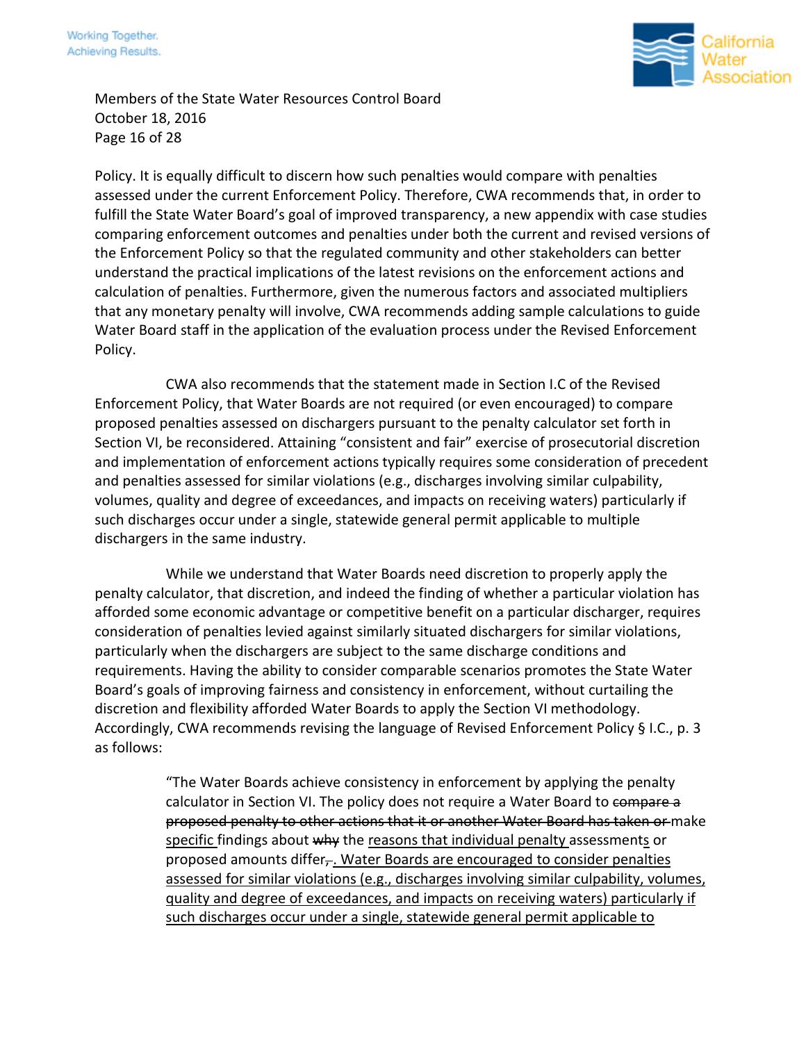Policy. It is equally difficult to discern how such penalties would compare with penalties assessed under the current Enforcement Policy. Therefore, CWA recommends that, in order to fulfill the State Water Board's goal of improved transparency, a new appendix with case studies comparing enforcement outcomes and penalties under both the current and revised versions of the Enforcement Policy so that the regulated community and other stakeholders can better understand the practical implications of the latest revisions on the enforcement actions and calculation of penalties. Furthermore, given the numerous factors and associated multipliers that any monetary penalty will involve, CWA recommends adding sample calculations to guide Water Board staff in the application of the evaluation process under the Revised Enforcement Policy.

CWA also recommends that the statement made in Section I.C of the Revised Enforcement Policy, that Water Boards are not required (or even encouraged) to compare proposed penalties assessed on dischargers pursuant to the penalty calculator set forth in Section VI, be reconsidered. Attaining "consistent and fair" exercise of prosecutorial discretion and implementation of enforcement actions typically requires some consideration of precedent and penalties assessed for similar violations (e.g., discharges involving similar culpability, volumes, quality and degree of exceedances, and impacts on receiving waters) particularly if such discharges occur under a single, statewide general permit applicable to multiple dischargers in the same industry.

While we understand that Water Boards need discretion to properly apply the penalty calculator, that discretion, and indeed the finding of whether a particular violation has afforded some economic advantage or competitive benefit on a particular discharger, requires consideration of penalties levied against similarly situated dischargers for similar violations, particularly when the dischargers are subject to the same discharge conditions and requirements. Having the ability to consider comparable scenarios promotes the State Water Board's goals of improving fairness and consistency in enforcement, without curtailing the discretion and flexibility afforded Water Boards to apply the Section VI methodology. Accordingly, CWA recommends revising the language of Revised Enforcement Policy § I.C., p. 3 as follows:

> "The Water Boards achieve consistency in enforcement by applying the penalty calculator in Section VI. The policy does not require a Water Board to ~~compare a proposed penalty to other actions that it or another Water Board has taken or~~ make <u>specific</u> findings about ~~why~~ the <u>reasons that individual penalty</u> assessment<u>s</u> or proposed amounts differ~~,~~<u>. Water Boards are encouraged to consider penalties assessed for similar violations (e.g., discharges involving similar culpability, volumes, quality and degree of exceedances, and impacts on receiving waters) particularly if such discharges occur under a single, statewide general permit applicable to</u>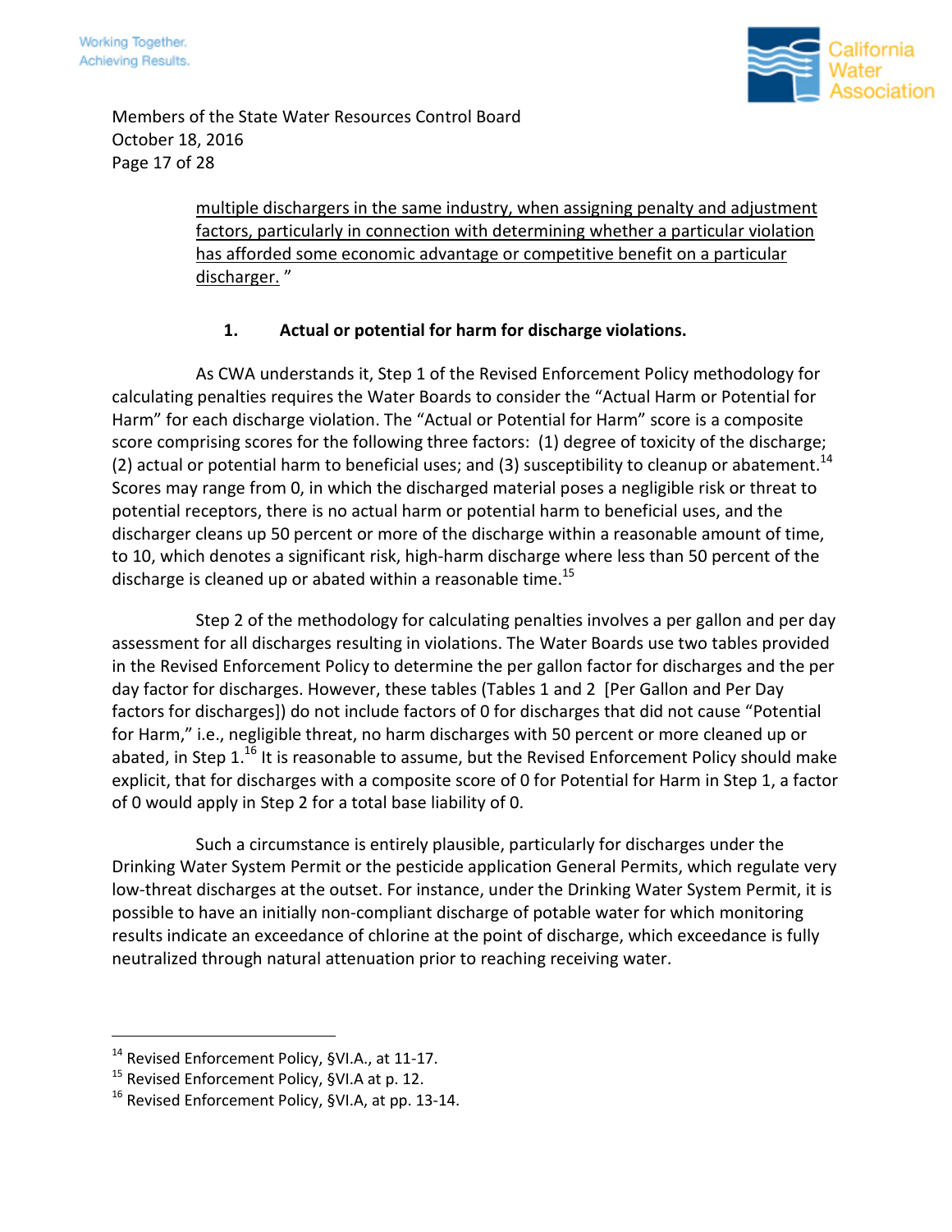multiple dischargers in the same industry, when assigning penalty and adjustment factors, particularly in connection with determining whether a particular violation has afforded some economic advantage or competitive benefit on a particular discharger. "

**1. Actual or potential for harm for discharge violations.**

As CWA understands it, Step 1 of the Revised Enforcement Policy methodology for calculating penalties requires the Water Boards to consider the "Actual Harm or Potential for Harm" for each discharge violation. The "Actual or Potential for Harm" score is a composite score comprising scores for the following three factors: (1) degree of toxicity of the discharge; (2) actual or potential harm to beneficial uses; and (3) susceptibility to cleanup or abatement.[14] Scores may range from 0, in which the discharged material poses a negligible risk or threat to potential receptors, there is no actual harm or potential harm to beneficial uses, and the discharger cleans up 50 percent or more of the discharge within a reasonable amount of time, to 10, which denotes a significant risk, high-harm discharge where less than 50 percent of the discharge is cleaned up or abated within a reasonable time.[15]

Step 2 of the methodology for calculating penalties involves a per gallon and per day assessment for all discharges resulting in violations. The Water Boards use two tables provided in the Revised Enforcement Policy to determine the per gallon factor for discharges and the per day factor for discharges. However, these tables (Tables 1 and 2 [Per Gallon and Per Day factors for discharges]) do not include factors of 0 for discharges that did not cause "Potential for Harm," i.e., negligible threat, no harm discharges with 50 percent or more cleaned up or abated, in Step 1.[16] It is reasonable to assume, but the Revised Enforcement Policy should make explicit, that for discharges with a composite score of 0 for Potential for Harm in Step 1, a factor of 0 would apply in Step 2 for a total base liability of 0.

Such a circumstance is entirely plausible, particularly for discharges under the Drinking Water System Permit or the pesticide application General Permits, which regulate very low-threat discharges at the outset. For instance, under the Drinking Water System Permit, it is possible to have an initially non-compliant discharge of potable water for which monitoring results indicate an exceedance of chlorine at the point of discharge, which exceedance is fully neutralized through natural attenuation prior to reaching receiving water.

---

[14] Revised Enforcement Policy, §VI.A., at 11-17.

[15] Revised Enforcement Policy, §VI.A at p. 12.

[16] Revised Enforcement Policy, §VI.A, at pp. 13-14.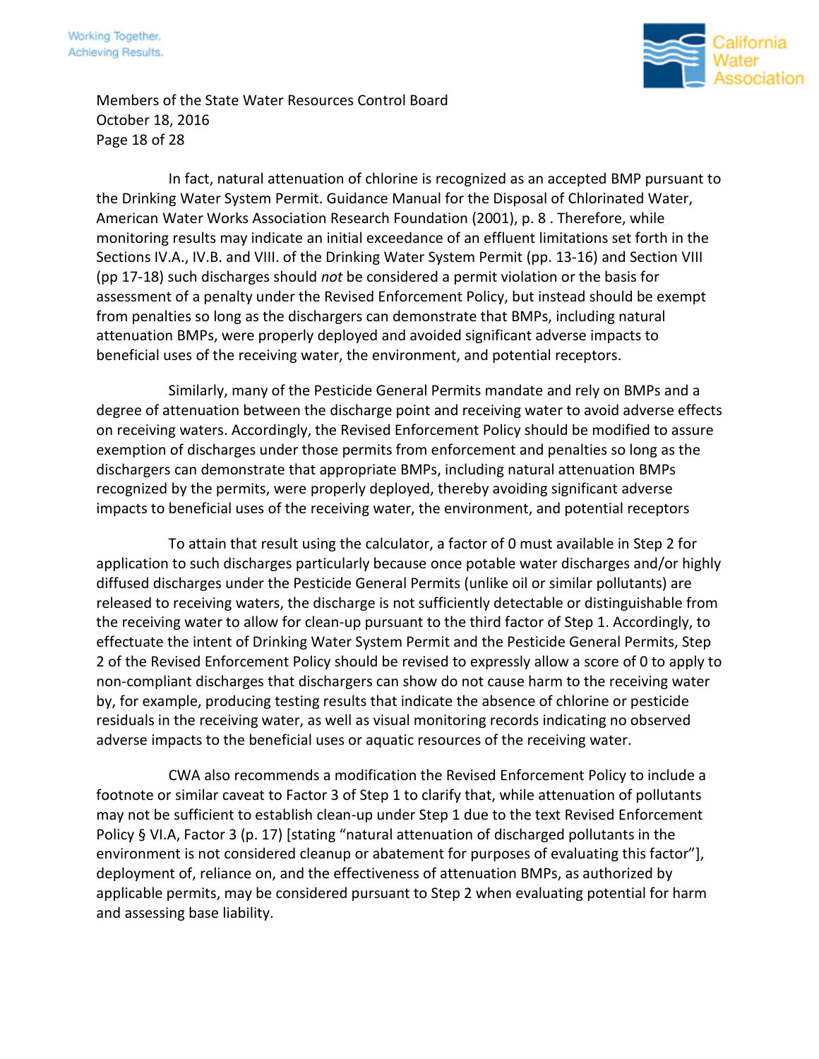In fact, natural attenuation of chlorine is recognized as an accepted BMP pursuant to the Drinking Water System Permit. Guidance Manual for the Disposal of Chlorinated Water, American Water Works Association Research Foundation (2001), p. 8 . Therefore, while monitoring results may indicate an initial exceedance of an effluent limitations set forth in the Sections IV.A., IV.B. and VIII. of the Drinking Water System Permit (pp. 13-16) and Section VIII (pp 17-18) such discharges should *not* be considered a permit violation or the basis for assessment of a penalty under the Revised Enforcement Policy, but instead should be exempt from penalties so long as the dischargers can demonstrate that BMPs, including natural attenuation BMPs, were properly deployed and avoided significant adverse impacts to beneficial uses of the receiving water, the environment, and potential receptors.

Similarly, many of the Pesticide General Permits mandate and rely on BMPs and a degree of attenuation between the discharge point and receiving water to avoid adverse effects on receiving waters. Accordingly, the Revised Enforcement Policy should be modified to assure exemption of discharges under those permits from enforcement and penalties so long as the dischargers can demonstrate that appropriate BMPs, including natural attenuation BMPs recognized by the permits, were properly deployed, thereby avoiding significant adverse impacts to beneficial uses of the receiving water, the environment, and potential receptors

To attain that result using the calculator, a factor of 0 must available in Step 2 for application to such discharges particularly because once potable water discharges and/or highly diffused discharges under the Pesticide General Permits (unlike oil or similar pollutants) are released to receiving waters, the discharge is not sufficiently detectable or distinguishable from the receiving water to allow for clean-up pursuant to the third factor of Step 1. Accordingly, to effectuate the intent of Drinking Water System Permit and the Pesticide General Permits, Step 2 of the Revised Enforcement Policy should be revised to expressly allow a score of 0 to apply to non-compliant discharges that dischargers can show do not cause harm to the receiving water by, for example, producing testing results that indicate the absence of chlorine or pesticide residuals in the receiving water, as well as visual monitoring records indicating no observed adverse impacts to the beneficial uses or aquatic resources of the receiving water.

CWA also recommends a modification the Revised Enforcement Policy to include a footnote or similar caveat to Factor 3 of Step 1 to clarify that, while attenuation of pollutants may not be sufficient to establish clean-up under Step 1 due to the text Revised Enforcement Policy § VI.A, Factor 3 (p. 17) [stating "natural attenuation of discharged pollutants in the environment is not considered cleanup or abatement for purposes of evaluating this factor"], deployment of, reliance on, and the effectiveness of attenuation BMPs, as authorized by applicable permits, may be considered pursuant to Step 2 when evaluating potential for harm and assessing base liability.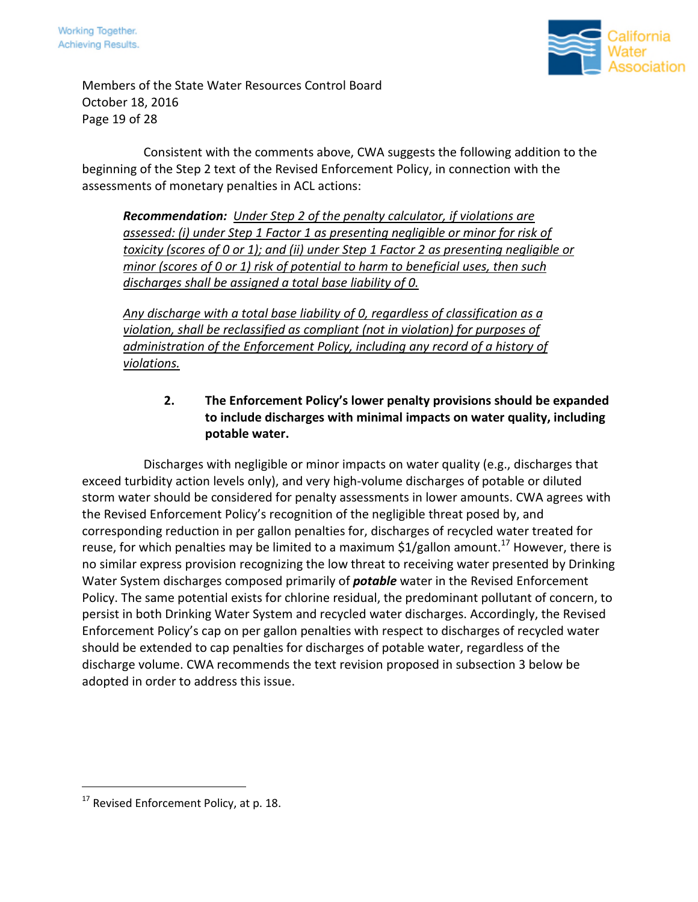Members of the State Water Resources Control Board
October 18, 2016

Consistent with the comments above, CWA suggests the following addition to the beginning of the Step 2 text of the Revised Enforcement Policy, in connection with the assessments of monetary penalties in ACL actions:

> ***Recommendation:*** *<u>Under Step 2 of the penalty calculator, if violations are assessed: (i) under Step 1 Factor 1 as presenting negligible or minor for risk of toxicity (scores of 0 or 1); and (ii) under Step 1 Factor 2 as presenting negligible or minor (scores of 0 or 1) risk of potential to harm to beneficial uses, then such discharges shall be assigned a total base liability of 0.</u>*
>
> *<u>Any discharge with a total base liability of 0, regardless of classification as a violation, shall be reclassified as compliant (not in violation) for purposes of administration of the Enforcement Policy, including any record of a history of violations.</u>*

**2. The Enforcement Policy's lower penalty provisions should be expanded to include discharges with minimal impacts on water quality, including potable water.**

Discharges with negligible or minor impacts on water quality (e.g., discharges that exceed turbidity action levels only), and very high-volume discharges of potable or diluted storm water should be considered for penalty assessments in lower amounts. CWA agrees with the Revised Enforcement Policy's recognition of the negligible threat posed by, and corresponding reduction in per gallon penalties for, discharges of recycled water treated for reuse, for which penalties may be limited to a maximum $1/gallon amount.[17] However, there is no similar express provision recognizing the low threat to receiving water presented by Drinking Water System discharges composed primarily of ***potable*** water in the Revised Enforcement Policy. The same potential exists for chlorine residual, the predominant pollutant of concern, to persist in both Drinking Water System and recycled water discharges. Accordingly, the Revised Enforcement Policy's cap on per gallon penalties with respect to discharges of recycled water should be extended to cap penalties for discharges of potable water, regardless of the discharge volume. CWA recommends the text revision proposed in subsection 3 below be adopted in order to address this issue.

---

[17] Revised Enforcement Policy, at p. 18.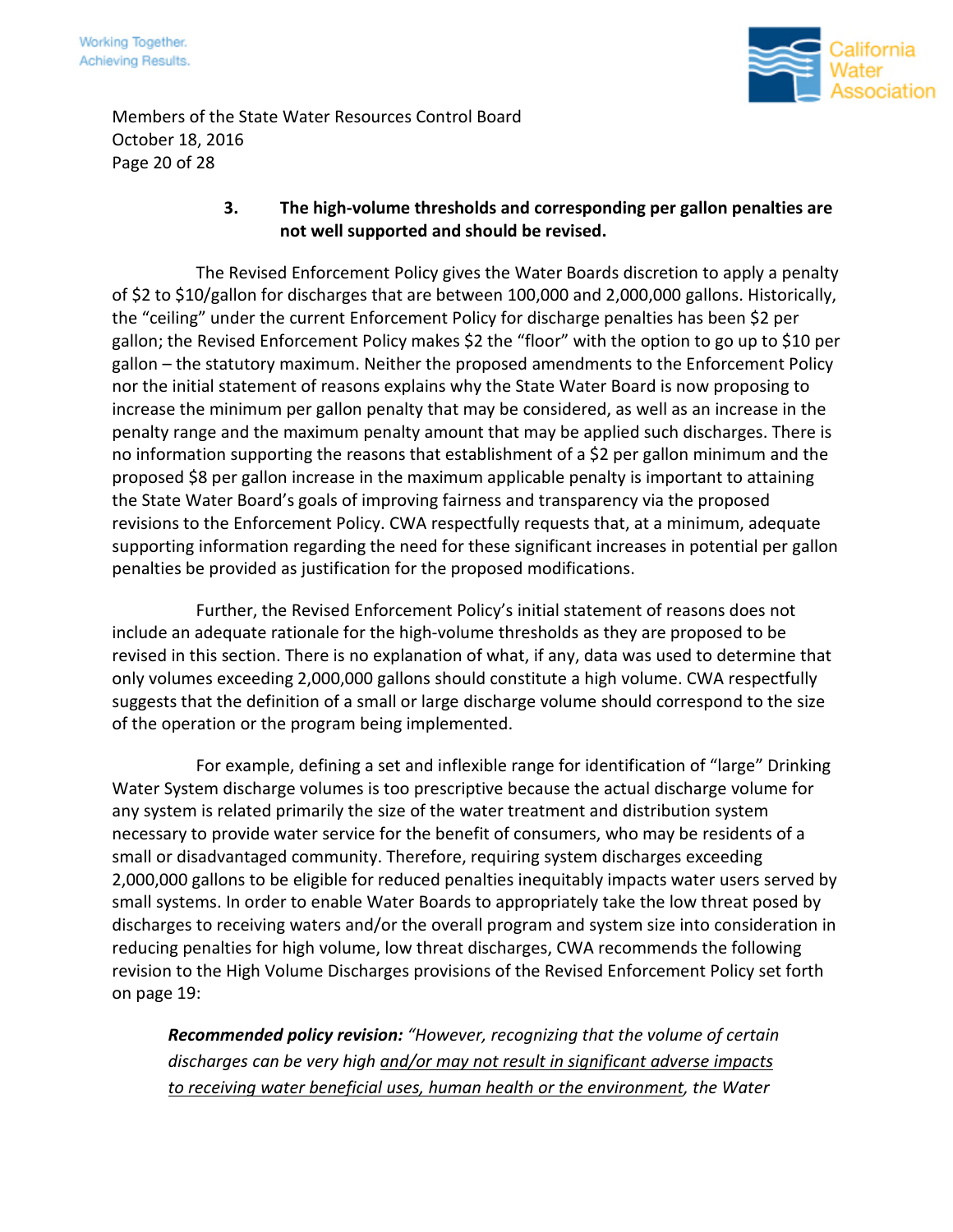**3. The high-volume thresholds and corresponding per gallon penalties are not well supported and should be revised.**

The Revised Enforcement Policy gives the Water Boards discretion to apply a penalty of $2 to $10/gallon for discharges that are between 100,000 and 2,000,000 gallons. Historically, the "ceiling" under the current Enforcement Policy for discharge penalties has been $2 per gallon; the Revised Enforcement Policy makes $2 the "floor" with the option to go up to $10 per gallon – the statutory maximum. Neither the proposed amendments to the Enforcement Policy nor the initial statement of reasons explains why the State Water Board is now proposing to increase the minimum per gallon penalty that may be considered, as well as an increase in the penalty range and the maximum penalty amount that may be applied such discharges. There is no information supporting the reasons that establishment of a $2 per gallon minimum and the proposed $8 per gallon increase in the maximum applicable penalty is important to attaining the State Water Board's goals of improving fairness and transparency via the proposed revisions to the Enforcement Policy. CWA respectfully requests that, at a minimum, adequate supporting information regarding the need for these significant increases in potential per gallon penalties be provided as justification for the proposed modifications.

Further, the Revised Enforcement Policy's initial statement of reasons does not include an adequate rationale for the high-volume thresholds as they are proposed to be revised in this section. There is no explanation of what, if any, data was used to determine that only volumes exceeding 2,000,000 gallons should constitute a high volume. CWA respectfully suggests that the definition of a small or large discharge volume should correspond to the size of the operation or the program being implemented.

For example, defining a set and inflexible range for identification of "large" Drinking Water System discharge volumes is too prescriptive because the actual discharge volume for any system is related primarily the size of the water treatment and distribution system necessary to provide water service for the benefit of consumers, who may be residents of a small or disadvantaged community. Therefore, requiring system discharges exceeding 2,000,000 gallons to be eligible for reduced penalties inequitably impacts water users served by small systems. In order to enable Water Boards to appropriately take the low threat posed by discharges to receiving waters and/or the overall program and system size into consideration in reducing penalties for high volume, low threat discharges, CWA recommends the following revision to the High Volume Discharges provisions of the Revised Enforcement Policy set forth on page 19:

> ***Recommended policy revision:*** *"However, recognizing that the volume of certain discharges can be very high <u>and/or may not result in significant adverse impacts to receiving water beneficial uses, human health or the environment</u>, the Water*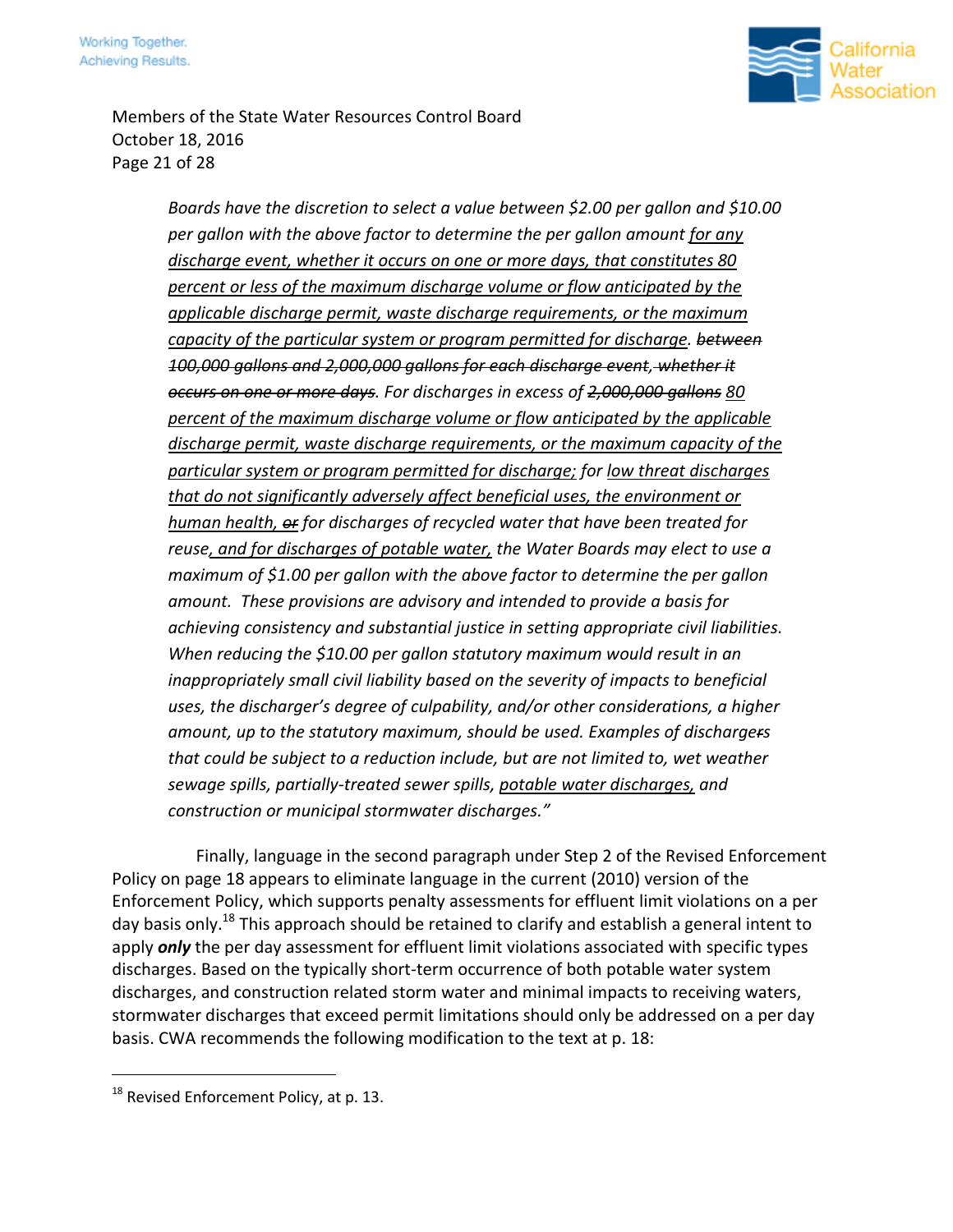*Boards have the discretion to select a value between $2.00 per gallon and $10.00 per gallon with the above factor to determine the per gallon amount <u>for any discharge event, whether it occurs on one or more days, that constitutes 80 percent or less of the maximum discharge volume or flow anticipated by the applicable discharge permit, waste discharge requirements, or the maximum capacity of the particular system or program permitted for discharge</u>. ~~between 100,000 gallons and 2,000,000 gallons for each discharge event, whether it occurs on one or more days~~. For discharges in excess of ~~2,000,000 gallons~~ <u>80 percent of the maximum discharge volume or flow anticipated by the applicable discharge permit, waste discharge requirements, or the maximum capacity of the particular system or program permitted for discharge;</u> for <u>low threat discharges that do not significantly adversely affect beneficial uses, the environment or human health,</u> ~~or~~ for discharges of recycled water that have been treated for reuse<u>, and for discharges of potable water,</u> the Water Boards may elect to use a maximum of $1.00 per gallon with the above factor to determine the per gallon amount. These provisions are advisory and intended to provide a basis for achieving consistency and substantial justice in setting appropriate civil liabilities. When reducing the $10.00 per gallon statutory maximum would result in an inappropriately small civil liability based on the severity of impacts to beneficial uses, the discharger's degree of culpability, and/or other considerations, a higher amount, up to the statutory maximum, should be used. Examples of discharge~~r~~s that could be subject to a reduction include, but are not limited to, wet weather sewage spills, partially-treated sewer spills, <u>potable water discharges,</u> and construction or municipal stormwater discharges."*

Finally, language in the second paragraph under Step 2 of the Revised Enforcement Policy on page 18 appears to eliminate language in the current (2010) version of the Enforcement Policy, which supports penalty assessments for effluent limit violations on a per day basis only.[18] This approach should be retained to clarify and establish a general intent to apply ***only*** the per day assessment for effluent limit violations associated with specific types discharges. Based on the typically short-term occurrence of both potable water system discharges, and construction related storm water and minimal impacts to receiving waters, stormwater discharges that exceed permit limitations should only be addressed on a per day basis. CWA recommends the following modification to the text at p. 18:

---

[18] Revised Enforcement Policy, at p. 13.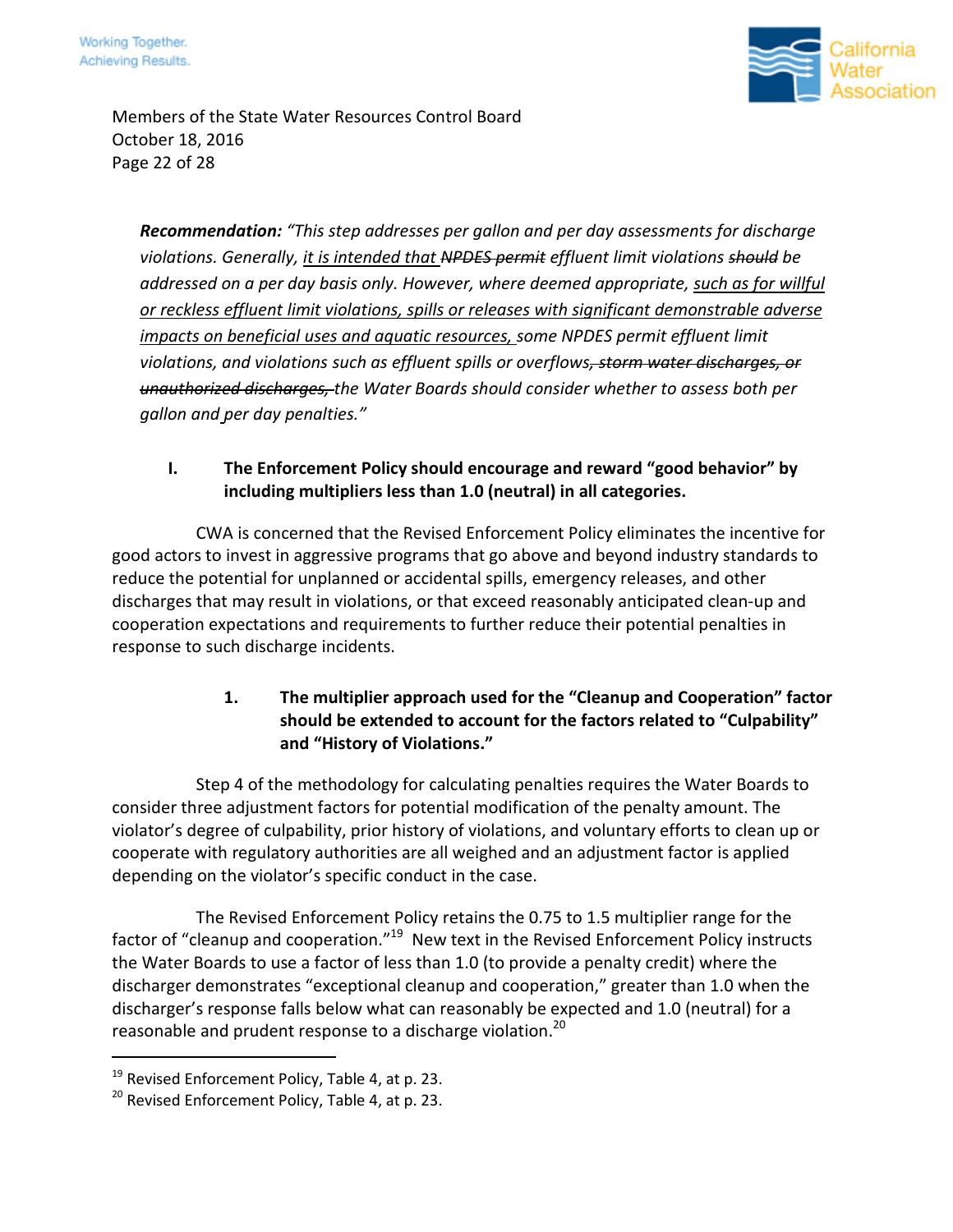***Recommendation:*** *"This step addresses per gallon and per day assessments for discharge violations. Generally, <u>it is intended that</u> ~~NPDES permit~~ effluent limit violations ~~should~~ be addressed on a per day basis only. However, where deemed appropriate, <u>such as for willful or reckless effluent limit violations, spills or releases with significant demonstrable adverse impacts on beneficial uses and aquatic resources,</u> some NPDES permit effluent limit violations, and violations such as effluent spills or overflows~~, storm water discharges, or unauthorized discharges,~~ the Water Boards should consider whether to assess both per gallon and per day penalties."*

## I. The Enforcement Policy should encourage and reward "good behavior" by including multipliers less than 1.0 (neutral) in all categories.

CWA is concerned that the Revised Enforcement Policy eliminates the incentive for good actors to invest in aggressive programs that go above and beyond industry standards to reduce the potential for unplanned or accidental spills, emergency releases, and other discharges that may result in violations, or that exceed reasonably anticipated clean-up and cooperation expectations and requirements to further reduce their potential penalties in response to such discharge incidents.

### 1. The multiplier approach used for the "Cleanup and Cooperation" factor should be extended to account for the factors related to "Culpability" and "History of Violations."

Step 4 of the methodology for calculating penalties requires the Water Boards to consider three adjustment factors for potential modification of the penalty amount. The violator's degree of culpability, prior history of violations, and voluntary efforts to clean up or cooperate with regulatory authorities are all weighed and an adjustment factor is applied depending on the violator's specific conduct in the case.

The Revised Enforcement Policy retains the 0.75 to 1.5 multiplier range for the factor of "cleanup and cooperation."[19] New text in the Revised Enforcement Policy instructs the Water Boards to use a factor of less than 1.0 (to provide a penalty credit) where the discharger demonstrates "exceptional cleanup and cooperation," greater than 1.0 when the discharger's response falls below what can reasonably be expected and 1.0 (neutral) for a reasonable and prudent response to a discharge violation.[20]

---

[19] Revised Enforcement Policy, Table 4, at p. 23.

[20] Revised Enforcement Policy, Table 4, at p. 23.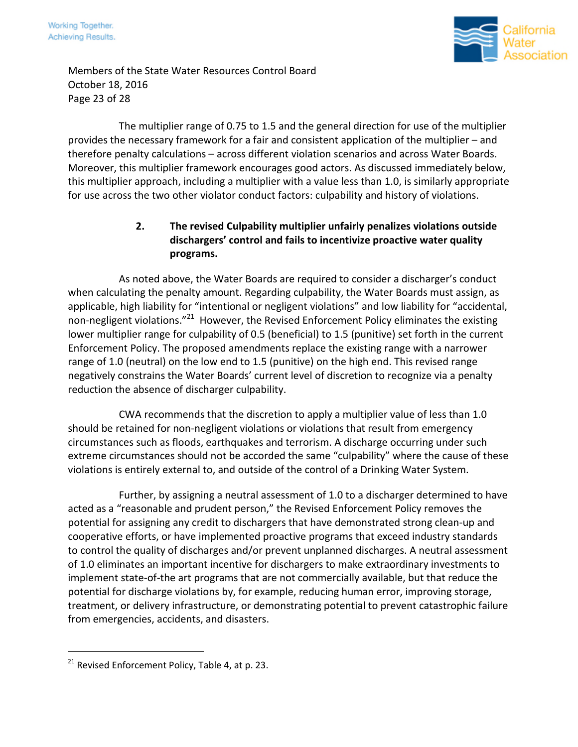The multiplier range of 0.75 to 1.5 and the general direction for use of the multiplier provides the necessary framework for a fair and consistent application of the multiplier – and therefore penalty calculations – across different violation scenarios and across Water Boards. Moreover, this multiplier framework encourages good actors. As discussed immediately below, this multiplier approach, including a multiplier with a value less than 1.0, is similarly appropriate for use across the two other violator conduct factors: culpability and history of violations.

**2. The revised Culpability multiplier unfairly penalizes violations outside dischargers' control and fails to incentivize proactive water quality programs.**

As noted above, the Water Boards are required to consider a discharger's conduct when calculating the penalty amount. Regarding culpability, the Water Boards must assign, as applicable, high liability for "intentional or negligent violations" and low liability for "accidental, non-negligent violations."[21] However, the Revised Enforcement Policy eliminates the existing lower multiplier range for culpability of 0.5 (beneficial) to 1.5 (punitive) set forth in the current Enforcement Policy. The proposed amendments replace the existing range with a narrower range of 1.0 (neutral) on the low end to 1.5 (punitive) on the high end. This revised range negatively constrains the Water Boards' current level of discretion to recognize via a penalty reduction the absence of discharger culpability.

CWA recommends that the discretion to apply a multiplier value of less than 1.0 should be retained for non-negligent violations or violations that result from emergency circumstances such as floods, earthquakes and terrorism. A discharge occurring under such extreme circumstances should not be accorded the same "culpability" where the cause of these violations is entirely external to, and outside of the control of a Drinking Water System.

Further, by assigning a neutral assessment of 1.0 to a discharger determined to have acted as a "reasonable and prudent person," the Revised Enforcement Policy removes the potential for assigning any credit to dischargers that have demonstrated strong clean-up and cooperative efforts, or have implemented proactive programs that exceed industry standards to control the quality of discharges and/or prevent unplanned discharges. A neutral assessment of 1.0 eliminates an important incentive for dischargers to make extraordinary investments to implement state-of-the art programs that are not commercially available, but that reduce the potential for discharge violations by, for example, reducing human error, improving storage, treatment, or delivery infrastructure, or demonstrating potential to prevent catastrophic failure from emergencies, accidents, and disasters.

[21] Revised Enforcement Policy, Table 4, at p. 23.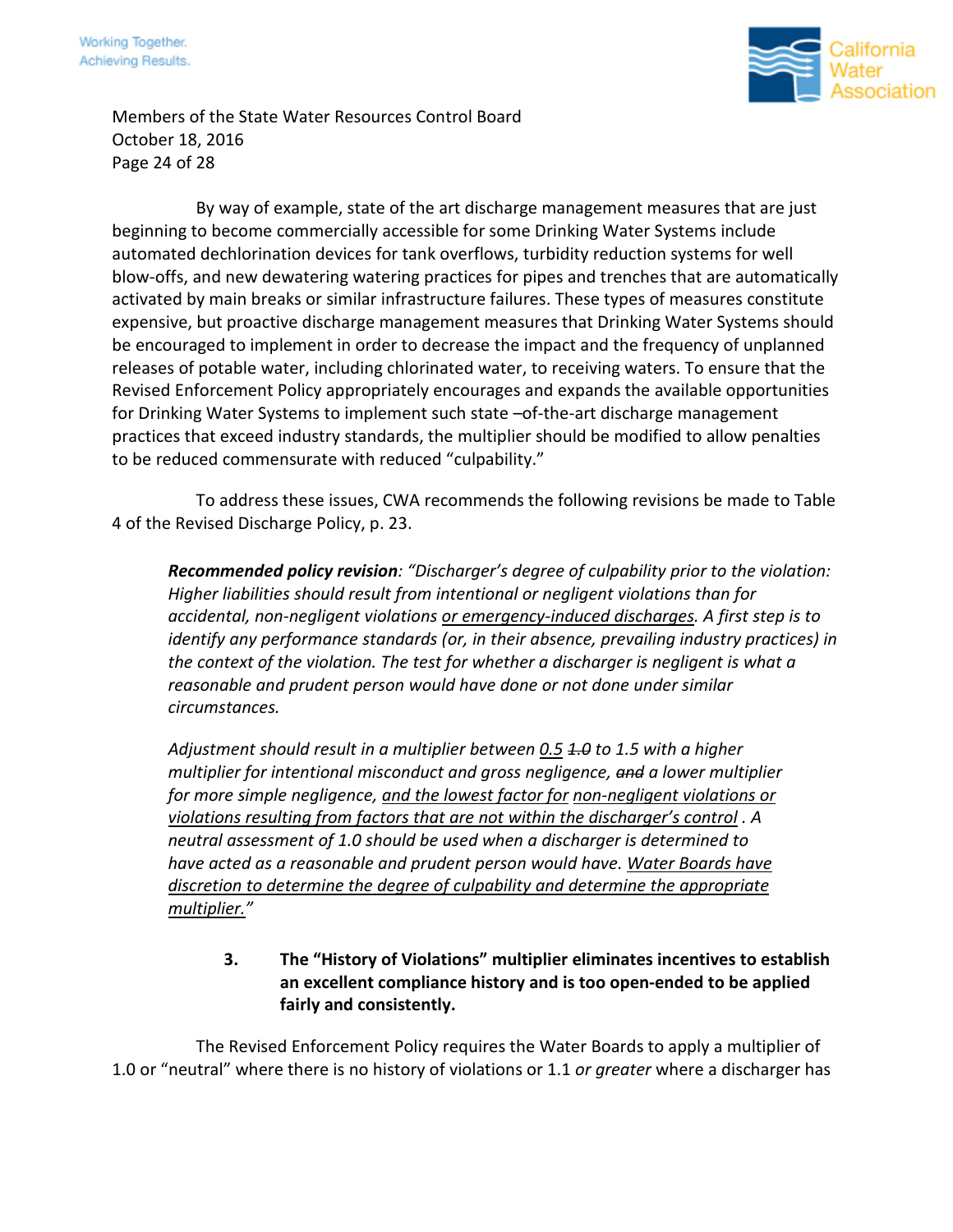By way of example, state of the art discharge management measures that are just beginning to become commercially accessible for some Drinking Water Systems include automated dechlorination devices for tank overflows, turbidity reduction systems for well blow-offs, and new dewatering watering practices for pipes and trenches that are automatically activated by main breaks or similar infrastructure failures. These types of measures constitute expensive, but proactive discharge management measures that Drinking Water Systems should be encouraged to implement in order to decrease the impact and the frequency of unplanned releases of potable water, including chlorinated water, to receiving waters. To ensure that the Revised Enforcement Policy appropriately encourages and expands the available opportunities for Drinking Water Systems to implement such state –of-the-art discharge management practices that exceed industry standards, the multiplier should be modified to allow penalties to be reduced commensurate with reduced "culpability."

To address these issues, CWA recommends the following revisions be made to Table 4 of the Revised Discharge Policy, p. 23.

> ***Recommended policy revision**: "Discharger's degree of culpability prior to the violation: Higher liabilities should result from intentional or negligent violations than for accidental, non-negligent violations <u>or emergency-induced discharges</u>. A first step is to identify any performance standards (or, in their absence, prevailing industry practices) in the context of the violation. The test for whether a discharger is negligent is what a reasonable and prudent person would have done or not done under similar circumstances.*
>
> *Adjustment should result in a multiplier between <u>0.5</u> ~~1.0~~ to 1.5 with a higher multiplier for intentional misconduct and gross negligence, ~~and~~ a lower multiplier for more simple negligence, <u>and the lowest factor for</u> <u>non-negligent violations or violations resulting from factors that are not within the discharger's control</u> . A neutral assessment of 1.0 should be used when a discharger is determined to have acted as a reasonable and prudent person would have. <u>Water Boards have discretion to determine the degree of culpability and determine the appropriate multiplier.</u>"*

3. **The "History of Violations" multiplier eliminates incentives to establish an excellent compliance history and is too open-ended to be applied fairly and consistently.**

The Revised Enforcement Policy requires the Water Boards to apply a multiplier of 1.0 or "neutral" where there is no history of violations or 1.1 *or greater* where a discharger has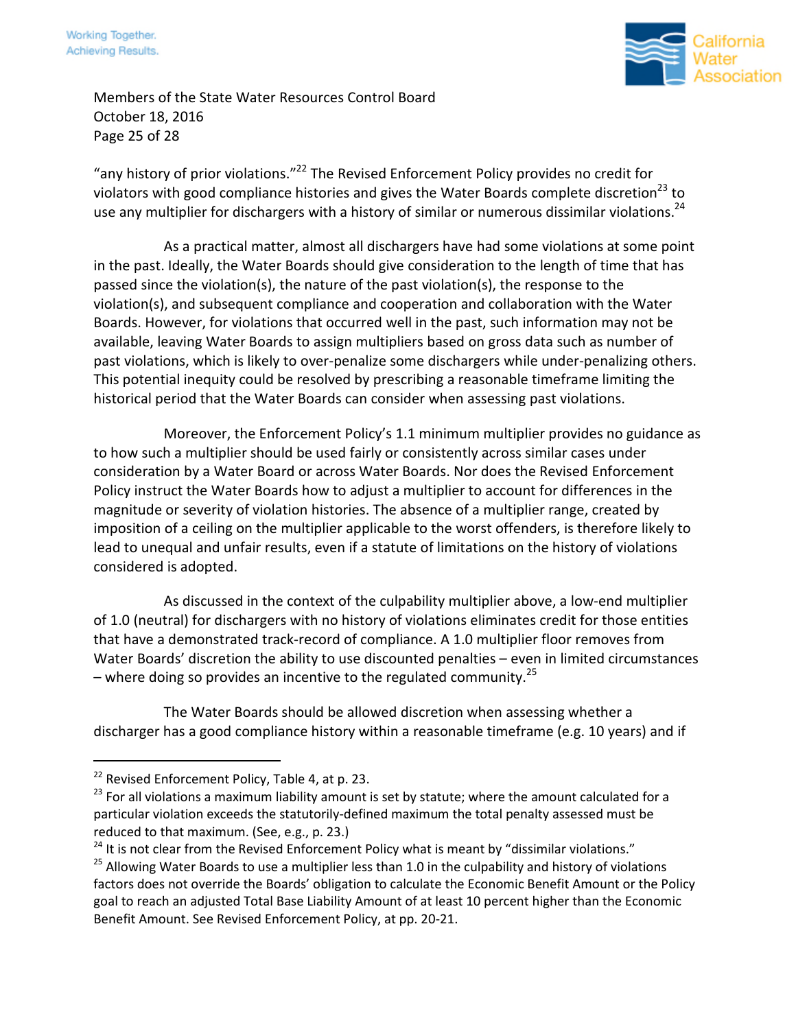"any history of prior violations."[22] The Revised Enforcement Policy provides no credit for violators with good compliance histories and gives the Water Boards complete discretion[23] to use any multiplier for dischargers with a history of similar or numerous dissimilar violations.[24]

As a practical matter, almost all dischargers have had some violations at some point in the past. Ideally, the Water Boards should give consideration to the length of time that has passed since the violation(s), the nature of the past violation(s), the response to the violation(s), and subsequent compliance and cooperation and collaboration with the Water Boards. However, for violations that occurred well in the past, such information may not be available, leaving Water Boards to assign multipliers based on gross data such as number of past violations, which is likely to over-penalize some dischargers while under-penalizing others. This potential inequity could be resolved by prescribing a reasonable timeframe limiting the historical period that the Water Boards can consider when assessing past violations.

Moreover, the Enforcement Policy's 1.1 minimum multiplier provides no guidance as to how such a multiplier should be used fairly or consistently across similar cases under consideration by a Water Board or across Water Boards. Nor does the Revised Enforcement Policy instruct the Water Boards how to adjust a multiplier to account for differences in the magnitude or severity of violation histories. The absence of a multiplier range, created by imposition of a ceiling on the multiplier applicable to the worst offenders, is therefore likely to lead to unequal and unfair results, even if a statute of limitations on the history of violations considered is adopted.

As discussed in the context of the culpability multiplier above, a low-end multiplier of 1.0 (neutral) for dischargers with no history of violations eliminates credit for those entities that have a demonstrated track-record of compliance. A 1.0 multiplier floor removes from Water Boards' discretion the ability to use discounted penalties – even in limited circumstances – where doing so provides an incentive to the regulated community.[25]

The Water Boards should be allowed discretion when assessing whether a discharger has a good compliance history within a reasonable timeframe (e.g. 10 years) and if

---

[22] Revised Enforcement Policy, Table 4, at p. 23.

[23] For all violations a maximum liability amount is set by statute; where the amount calculated for a particular violation exceeds the statutorily-defined maximum the total penalty assessed must be reduced to that maximum. (See, e.g., p. 23.)

[24] It is not clear from the Revised Enforcement Policy what is meant by "dissimilar violations."

[25] Allowing Water Boards to use a multiplier less than 1.0 in the culpability and history of violations factors does not override the Boards' obligation to calculate the Economic Benefit Amount or the Policy goal to reach an adjusted Total Base Liability Amount of at least 10 percent higher than the Economic Benefit Amount. See Revised Enforcement Policy, at pp. 20-21.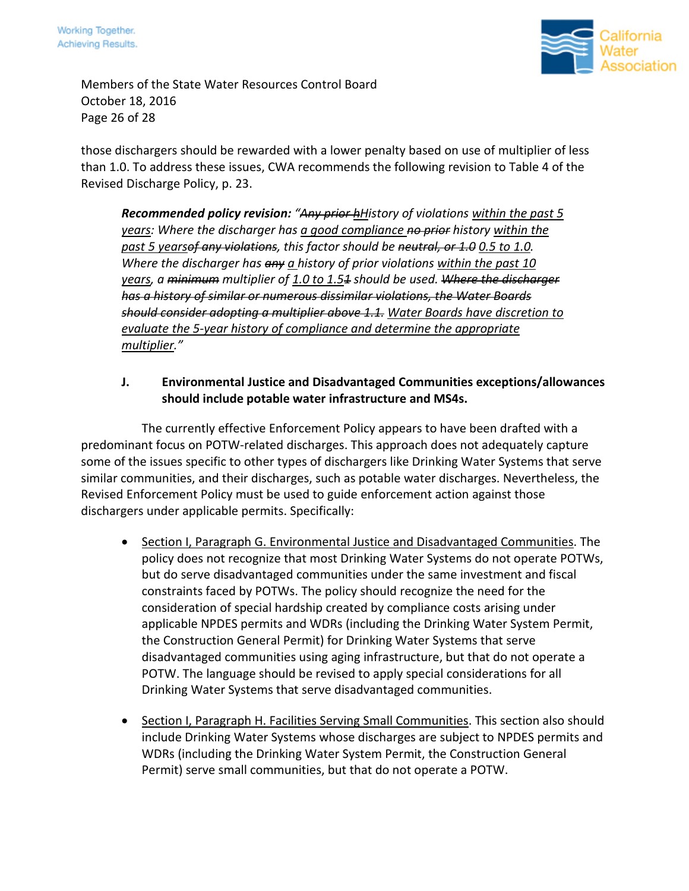those dischargers should be rewarded with a lower penalty based on use of multiplier of less than 1.0. To address these issues, CWA recommends the following revision to Table 4 of the Revised Discharge Policy, p. 23.

> ***Recommended policy revision:*** *"~~Any prior h~~History of violations within the past 5 years: Where the discharger has a good compliance ~~no prior~~ history within the past 5 years~~of any violations~~, this factor should be ~~neutral, or 1.0~~ 0.5 to 1.0. Where the discharger has ~~any~~ a history of prior violations within the past 10 years, a ~~minimum~~ multiplier of 1.0 to 1.5~~1~~ should be used. ~~Where the discharger has a history of similar or numerous dissimilar violations, the Water Boards should consider adopting a multiplier above 1.1.~~ Water Boards have discretion to evaluate the 5-year history of compliance and determine the appropriate multiplier."*

### J. Environmental Justice and Disadvantaged Communities exceptions/allowances should include potable water infrastructure and MS4s.

The currently effective Enforcement Policy appears to have been drafted with a predominant focus on POTW-related discharges. This approach does not adequately capture some of the issues specific to other types of dischargers like Drinking Water Systems that serve similar communities, and their discharges, such as potable water discharges. Nevertheless, the Revised Enforcement Policy must be used to guide enforcement action against those dischargers under applicable permits. Specifically:

- Section I, Paragraph G. Environmental Justice and Disadvantaged Communities. The policy does not recognize that most Drinking Water Systems do not operate POTWs, but do serve disadvantaged communities under the same investment and fiscal constraints faced by POTWs. The policy should recognize the need for the consideration of special hardship created by compliance costs arising under applicable NPDES permits and WDRs (including the Drinking Water System Permit, the Construction General Permit) for Drinking Water Systems that serve disadvantaged communities using aging infrastructure, but that do not operate a POTW. The language should be revised to apply special considerations for all Drinking Water Systems that serve disadvantaged communities.

- Section I, Paragraph H. Facilities Serving Small Communities. This section also should include Drinking Water Systems whose discharges are subject to NPDES permits and WDRs (including the Drinking Water System Permit, the Construction General Permit) serve small communities, but that do not operate a POTW.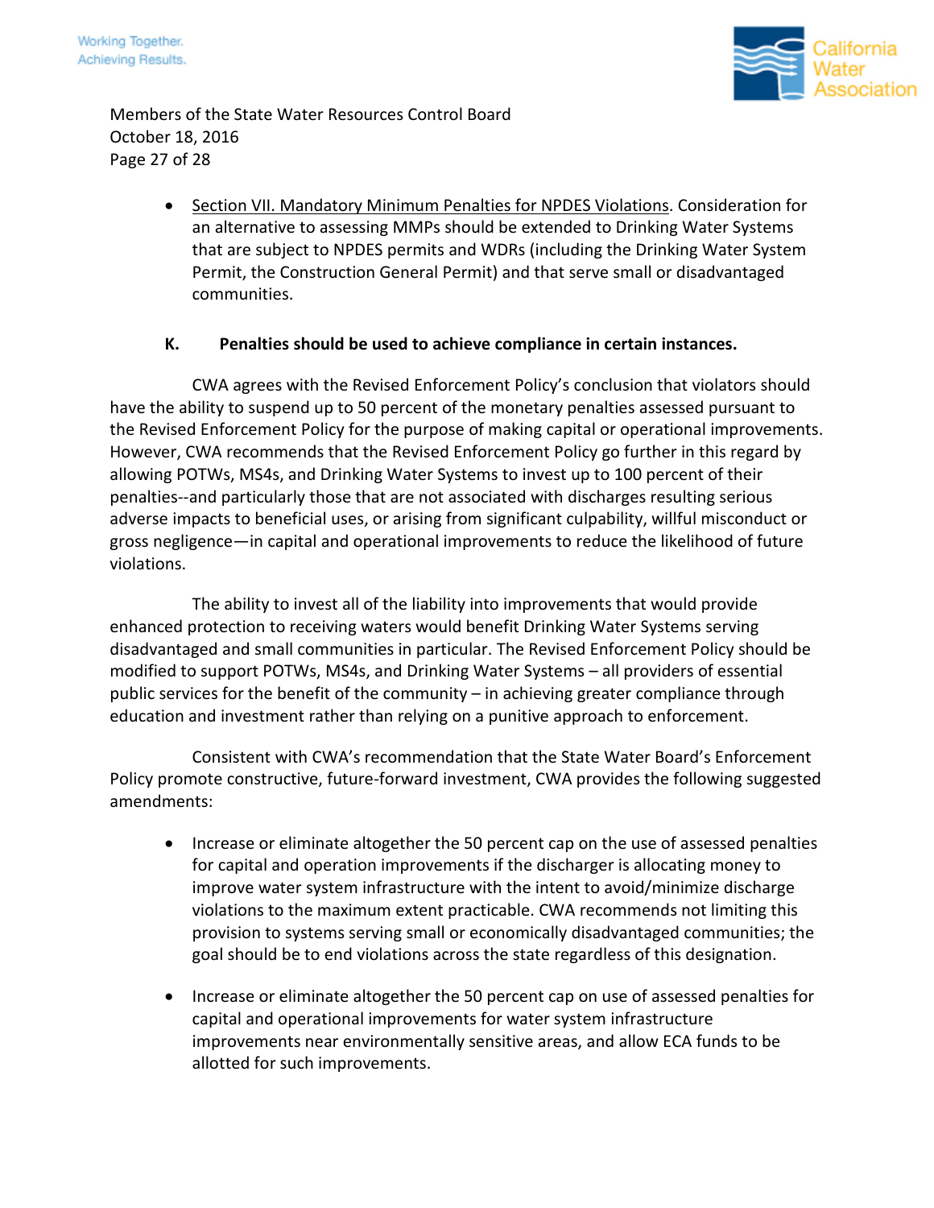- Section VII. Mandatory Minimum Penalties for NPDES Violations. Consideration for an alternative to assessing MMPs should be extended to Drinking Water Systems that are subject to NPDES permits and WDRs (including the Drinking Water System Permit, the Construction General Permit) and that serve small or disadvantaged communities.

**K. Penalties should be used to achieve compliance in certain instances.**

CWA agrees with the Revised Enforcement Policy's conclusion that violators should have the ability to suspend up to 50 percent of the monetary penalties assessed pursuant to the Revised Enforcement Policy for the purpose of making capital or operational improvements. However, CWA recommends that the Revised Enforcement Policy go further in this regard by allowing POTWs, MS4s, and Drinking Water Systems to invest up to 100 percent of their penalties--and particularly those that are not associated with discharges resulting serious adverse impacts to beneficial uses, or arising from significant culpability, willful misconduct or gross negligence—in capital and operational improvements to reduce the likelihood of future violations.

The ability to invest all of the liability into improvements that would provide enhanced protection to receiving waters would benefit Drinking Water Systems serving disadvantaged and small communities in particular. The Revised Enforcement Policy should be modified to support POTWs, MS4s, and Drinking Water Systems – all providers of essential public services for the benefit of the community – in achieving greater compliance through education and investment rather than relying on a punitive approach to enforcement.

Consistent with CWA's recommendation that the State Water Board's Enforcement Policy promote constructive, future-forward investment, CWA provides the following suggested amendments:

- Increase or eliminate altogether the 50 percent cap on the use of assessed penalties for capital and operation improvements if the discharger is allocating money to improve water system infrastructure with the intent to avoid/minimize discharge violations to the maximum extent practicable. CWA recommends not limiting this provision to systems serving small or economically disadvantaged communities; the goal should be to end violations across the state regardless of this designation.

- Increase or eliminate altogether the 50 percent cap on use of assessed penalties for capital and operational improvements for water system infrastructure improvements near environmentally sensitive areas, and allow ECA funds to be allotted for such improvements.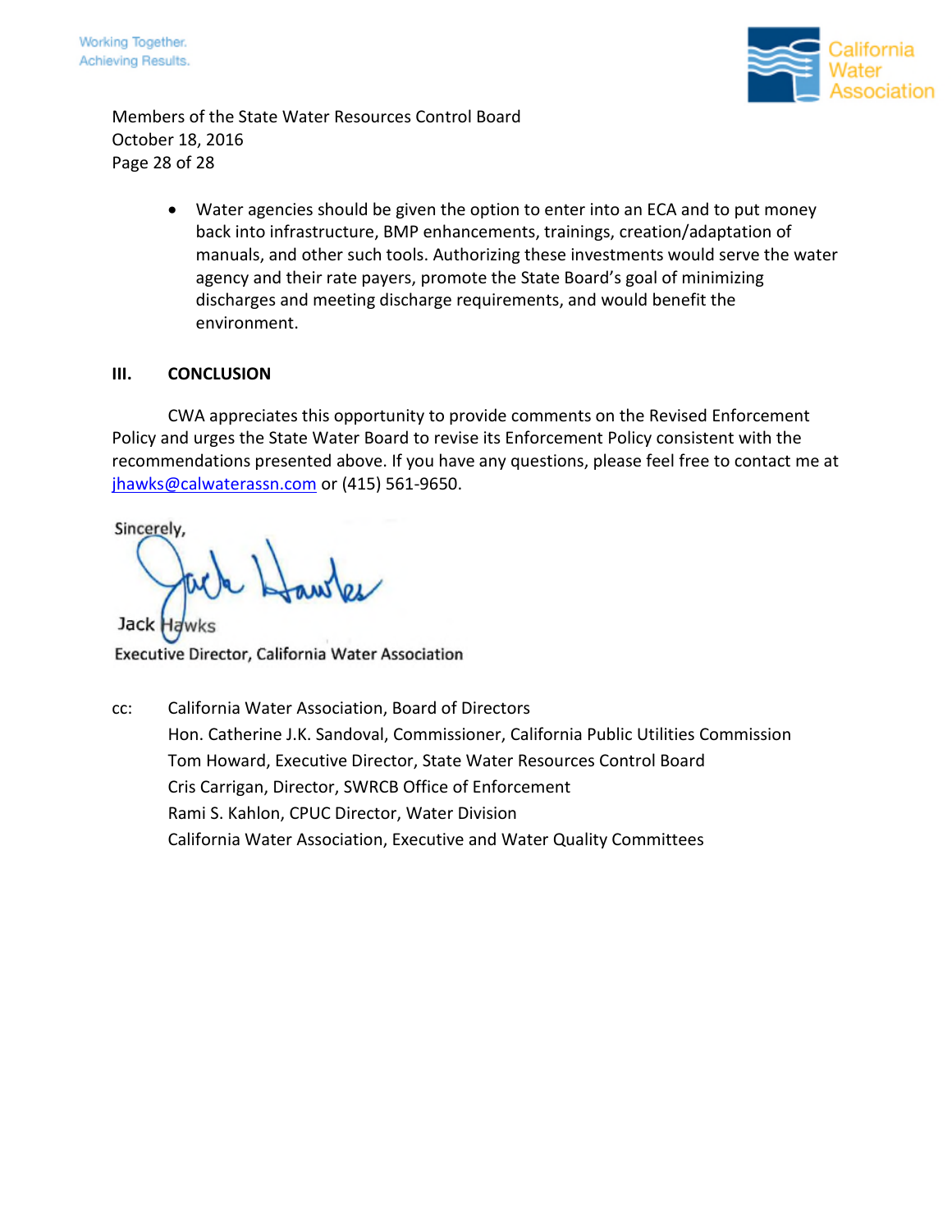- Water agencies should be given the option to enter into an ECA and to put money back into infrastructure, BMP enhancements, trainings, creation/adaptation of manuals, and other such tools. Authorizing these investments would serve the water agency and their rate payers, promote the State Board's goal of minimizing discharges and meeting discharge requirements, and would benefit the environment.

## III. CONCLUSION

CWA appreciates this opportunity to provide comments on the Revised Enforcement Policy and urges the State Water Board to revise its Enforcement Policy consistent with the recommendations presented above. If you have any questions, please feel free to contact me at jhawks@calwaterassn.com or (415) 561-9650.

Sincerely,

Jack Hawks
Executive Director, California Water Association

cc: California Water Association, Board of Directors
Hon. Catherine J.K. Sandoval, Commissioner, California Public Utilities Commission
Tom Howard, Executive Director, State Water Resources Control Board
Cris Carrigan, Director, SWRCB Office of Enforcement
Rami S. Kahlon, CPUC Director, Water Division
California Water Association, Executive and Water Quality Committees